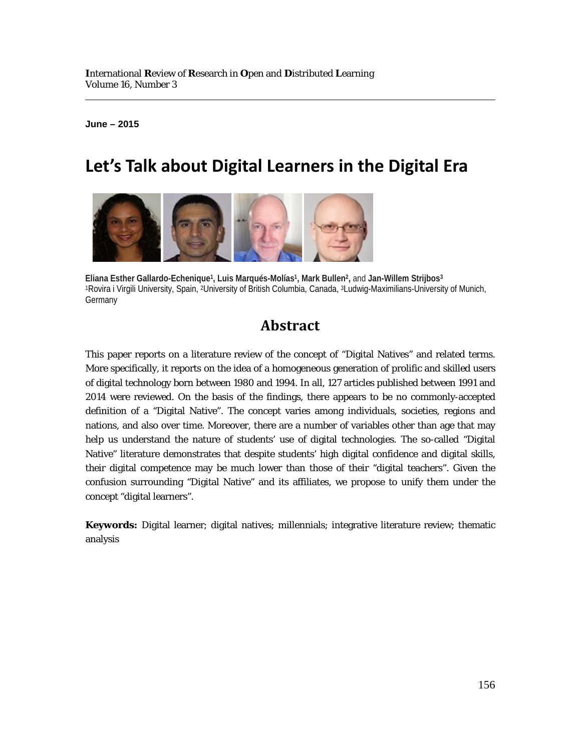June – 2015

# Let's Talk about Digital Learners in the Digital Era

**Eliana Esther Gallardo-Echenique[1], Luis Marqués-Molías[1], Mark Bullen[2],** and **Jan-Willem Strijbos[3]**
[1]Rovira i Virgili University, Spain, [2]University of British Columbia, Canada, [3]Ludwig-Maximilians-University of Munich, Germany

## Abstract

This paper reports on a literature review of the concept of "Digital Natives" and related terms. More specifically, it reports on the idea of a homogeneous generation of prolific and skilled users of digital technology born between 1980 and 1994. In all, 127 articles published between 1991 and 2014 were reviewed. On the basis of the findings, there appears to be no commonly-accepted definition of a "Digital Native". The concept varies among individuals, societies, regions and nations, and also over time. Moreover, there are a number of variables other than age that may help us understand the nature of students' use of digital technologies. The so-called "Digital Native" literature demonstrates that despite students' high digital confidence and digital skills, their digital competence may be much lower than those of their "digital teachers". Given the confusion surrounding "Digital Native" and its affiliates, we propose to unify them under the concept "digital learners".

**Keywords:** Digital learner; digital natives; millennials; integrative literature review; thematic analysis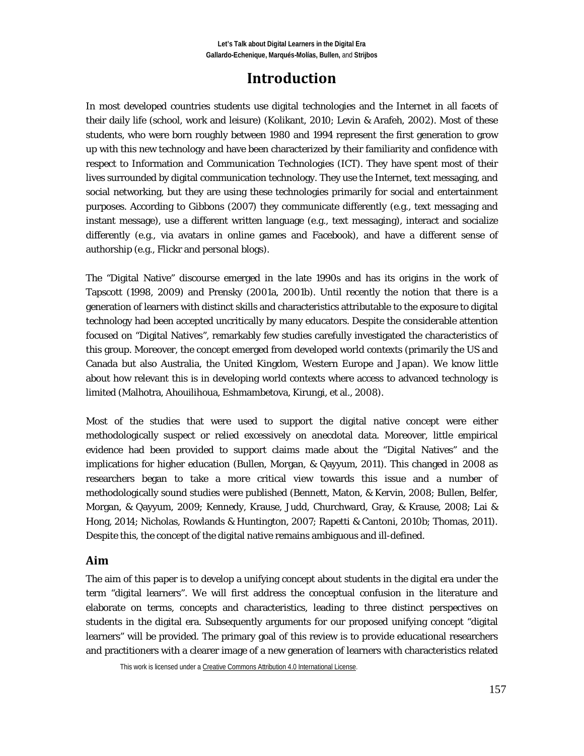# Introduction

In most developed countries students use digital technologies and the Internet in all facets of their daily life (school, work and leisure) (Kolikant, 2010; Levin & Arafeh, 2002). Most of these students, who were born roughly between 1980 and 1994 represent the first generation to grow up with this new technology and have been characterized by their familiarity and confidence with respect to Information and Communication Technologies (ICT). They have spent most of their lives surrounded by digital communication technology. They use the Internet, text messaging, and social networking, but they are using these technologies primarily for social and entertainment purposes. According to Gibbons (2007) they communicate differently (e.g., text messaging and instant message), use a different written language (e.g., text messaging), interact and socialize differently (e.g., via avatars in online games and Facebook), and have a different sense of authorship (e.g., Flickr and personal blogs).

The "Digital Native" discourse emerged in the late 1990s and has its origins in the work of Tapscott (1998, 2009) and Prensky (2001a, 2001b). Until recently the notion that there is a generation of learners with distinct skills and characteristics attributable to the exposure to digital technology had been accepted uncritically by many educators. Despite the considerable attention focused on "Digital Natives", remarkably few studies carefully investigated the characteristics of this group. Moreover, the concept emerged from developed world contexts (primarily the US and Canada but also Australia, the United Kingdom, Western Europe and Japan). We know little about how relevant this is in developing world contexts where access to advanced technology is limited (Malhotra, Ahouilihoua, Eshmambetova, Kirungi, et al., 2008).

Most of the studies that were used to support the digital native concept were either methodologically suspect or relied excessively on anecdotal data. Moreover, little empirical evidence had been provided to support claims made about the "Digital Natives" and the implications for higher education (Bullen, Morgan, & Qayyum, 2011). This changed in 2008 as researchers began to take a more critical view towards this issue and a number of methodologically sound studies were published (Bennett, Maton, & Kervin, 2008; Bullen, Belfer, Morgan, & Qayyum, 2009; Kennedy, Krause, Judd, Churchward, Gray, & Krause, 2008; Lai & Hong, 2014; Nicholas, Rowlands & Huntington, 2007; Rapetti & Cantoni, 2010b; Thomas, 2011). Despite this, the concept of the digital native remains ambiguous and ill-defined.

## Aim

The aim of this paper is to develop a unifying concept about students in the digital era under the term "digital learners". We will first address the conceptual confusion in the literature and elaborate on terms, concepts and characteristics, leading to three distinct perspectives on students in the digital era. Subsequently arguments for our proposed unifying concept "digital learners" will be provided. The primary goal of this review is to provide educational researchers and practitioners with a clearer image of a new generation of learners with characteristics related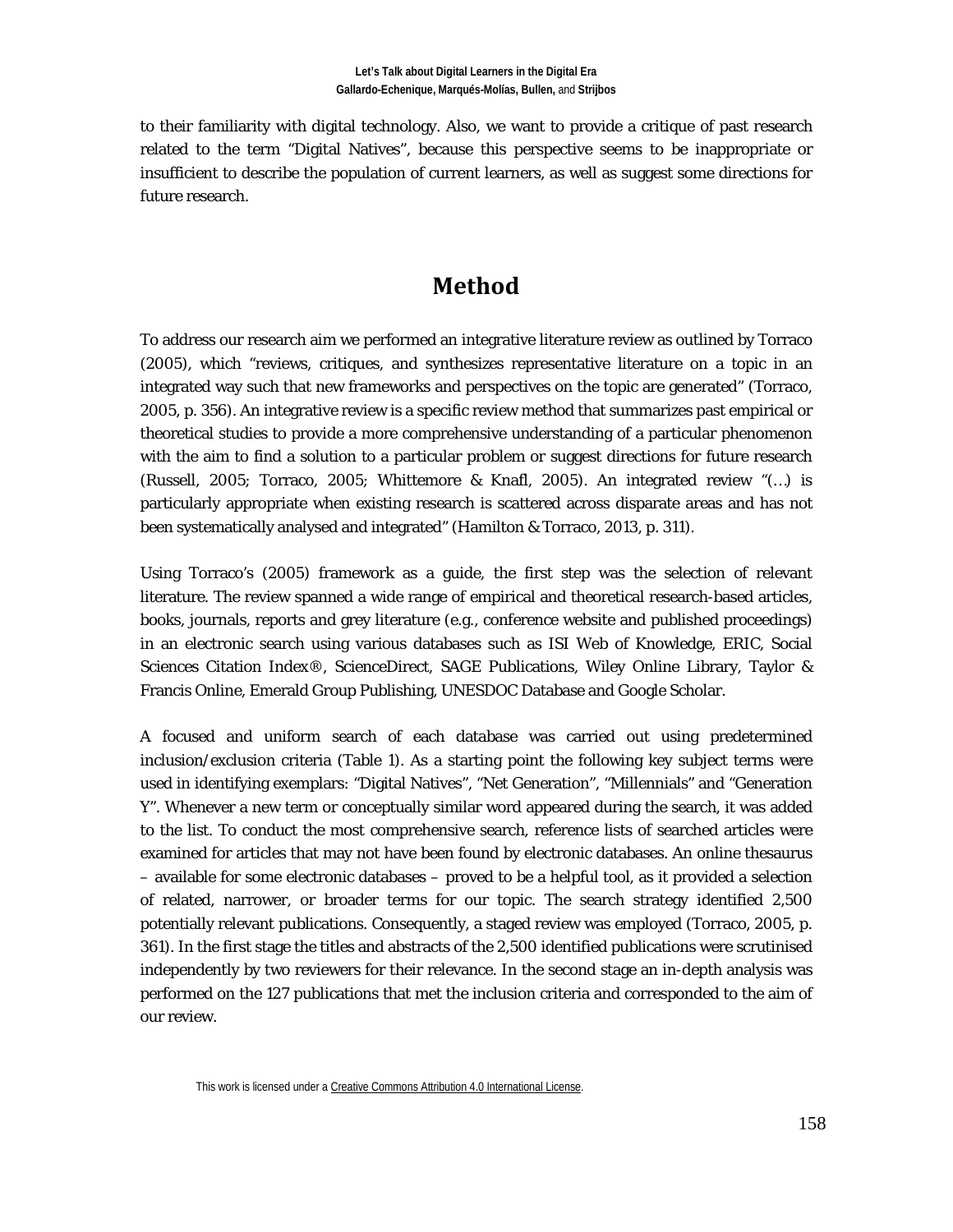to their familiarity with digital technology. Also, we want to provide a critique of past research related to the term "Digital Natives", because this perspective seems to be inappropriate or insufficient to describe the population of current learners, as well as suggest some directions for future research.

# Method

To address our research aim we performed an integrative literature review as outlined by Torraco (2005), which "reviews, critiques, and synthesizes representative literature on a topic in an integrated way such that new frameworks and perspectives on the topic are generated" (Torraco, 2005, p. 356). An integrative review is a specific review method that summarizes past empirical or theoretical studies to provide a more comprehensive understanding of a particular phenomenon with the aim to find a solution to a particular problem or suggest directions for future research (Russell, 2005; Torraco, 2005; Whittemore & Knafl, 2005). An integrated review "(…) is particularly appropriate when existing research is scattered across disparate areas and has not been systematically analysed and integrated" (Hamilton & Torraco, 2013, p. 311).

Using Torraco's (2005) framework as a guide, the first step was the selection of relevant literature. The review spanned a wide range of empirical and theoretical research-based articles, books, journals, reports and grey literature (e.g., conference website and published proceedings) in an electronic search using various databases such as ISI Web of Knowledge, ERIC, Social Sciences Citation Index®, ScienceDirect, SAGE Publications, Wiley Online Library, Taylor & Francis Online, Emerald Group Publishing, UNESDOC Database and Google Scholar.

A focused and uniform search of each database was carried out using predetermined inclusion/exclusion criteria (Table 1). As a starting point the following key subject terms were used in identifying exemplars: "Digital Natives", "Net Generation", "Millennials" and "Generation Y". Whenever a new term or conceptually similar word appeared during the search, it was added to the list. To conduct the most comprehensive search, reference lists of searched articles were examined for articles that may not have been found by electronic databases. An online thesaurus – available for some electronic databases – proved to be a helpful tool, as it provided a selection of related, narrower, or broader terms for our topic. The search strategy identified 2,500 potentially relevant publications. Consequently, a staged review was employed (Torraco, 2005, p. 361). In the first stage the titles and abstracts of the 2,500 identified publications were scrutinised independently by two reviewers for their relevance. In the second stage an in-depth analysis was performed on the 127 publications that met the inclusion criteria and corresponded to the aim of our review.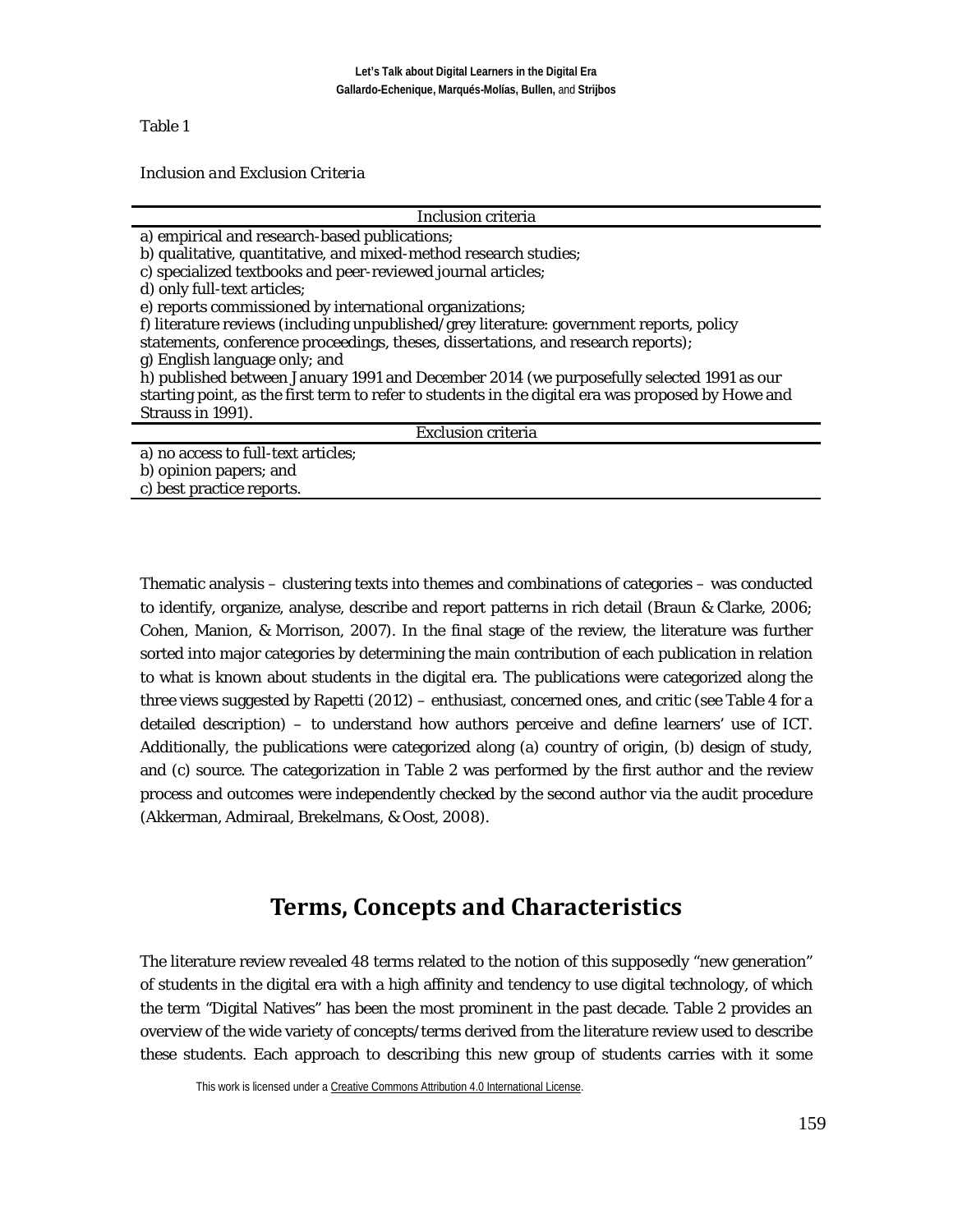Table 1

*Inclusion and Exclusion Criteria*

| Inclusion criteria |
| --- |
| a) empirical and research-based publications; |
| b) qualitative, quantitative, and mixed-method research studies; |
| c) specialized textbooks and peer-reviewed journal articles; |
| d) only full-text articles; |
| e) reports commissioned by international organizations; |
| f) literature reviews (including unpublished/grey literature: government reports, policy statements, conference proceedings, theses, dissertations, and research reports); |
| g) English language only; and |
| h) published between January 1991 and December 2014 (we purposefully selected 1991 as our starting point, as the first term to refer to students in the digital era was proposed by Howe and Strauss in 1991). |
| **Exclusion criteria** |
| a) no access to full-text articles; |
| b) opinion papers; and |
| c) best practice reports. |

Thematic analysis – clustering texts into themes and combinations of categories – was conducted to identify, organize, analyse, describe and report patterns in rich detail (Braun & Clarke, 2006; Cohen, Manion, & Morrison, 2007). In the final stage of the review, the literature was further sorted into major categories by determining the main contribution of each publication in relation to what is known about students in the digital era. The publications were categorized along the three views suggested by Rapetti (2012) – enthusiast, concerned ones, and critic (see Table 4 for a detailed description) – to understand how authors perceive and define learners' use of ICT. Additionally, the publications were categorized along (a) country of origin, (b) design of study, and (c) source. The categorization in Table 2 was performed by the first author and the review process and outcomes were independently checked by the second author via the audit procedure (Akkerman, Admiraal, Brekelmans, & Oost, 2008).

## Terms, Concepts and Characteristics

The literature review revealed 48 terms related to the notion of this supposedly "new generation" of students in the digital era with a high affinity and tendency to use digital technology, of which the term "Digital Natives" has been the most prominent in the past decade. Table 2 provides an overview of the wide variety of concepts/terms derived from the literature review used to describe these students. Each approach to describing this new group of students carries with it some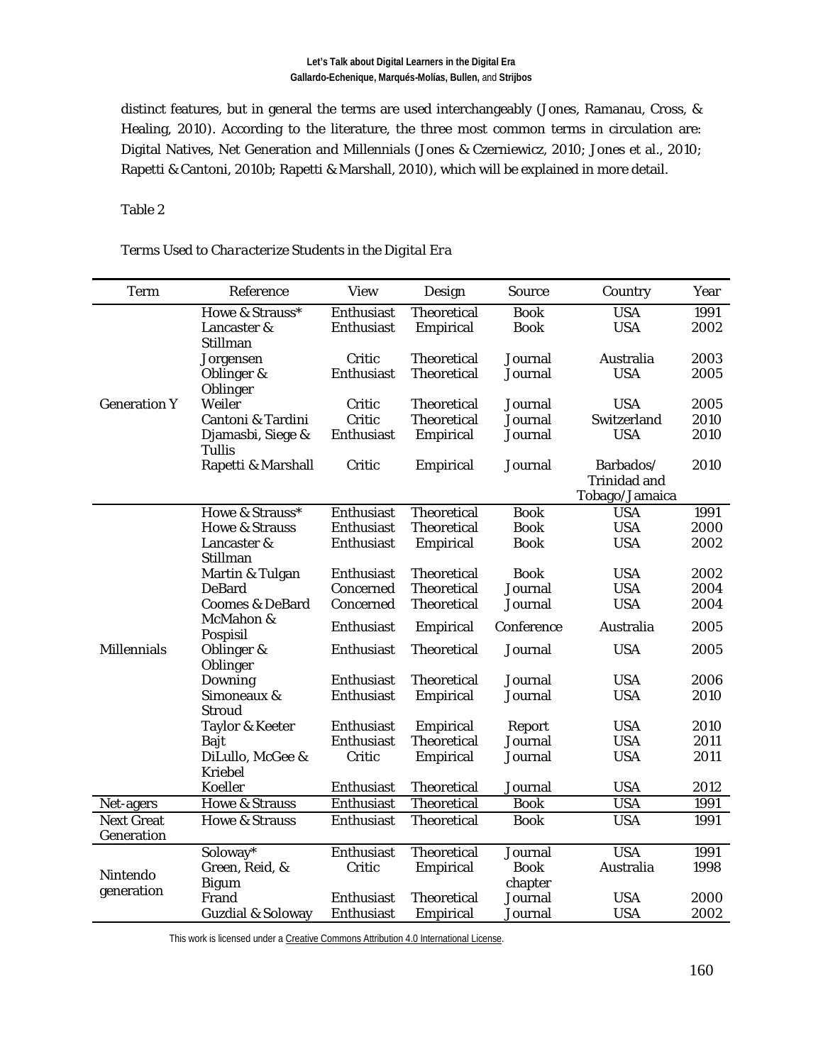distinct features, but in general the terms are used interchangeably (Jones, Ramanau, Cross, & Healing, 2010). According to the literature, the three most common terms in circulation are: Digital Natives, Net Generation and Millennials (Jones & Czerniewicz, 2010; Jones et al., 2010; Rapetti & Cantoni, 2010b; Rapetti & Marshall, 2010), which will be explained in more detail.

Table 2

*Terms Used to Characterize Students in the Digital Era*

| Term | Reference | View | Design | Source | Country | Year |
|---|---|---|---|---|---|---|
| Generation Y | Howe & Strauss* | Enthusiast | Theoretical | Book | USA | 1991 |
| | Lancaster & Stillman | Enthusiast | Empirical | Book | USA | 2002 |
| | Jorgensen | Critic | Theoretical | Journal | Australia | 2003 |
| | Oblinger & Oblinger | Enthusiast | Theoretical | Journal | USA | 2005 |
| | Weiler | Critic | Theoretical | Journal | USA | 2005 |
| | Cantoni & Tardini | Critic | Theoretical | Journal | Switzerland | 2010 |
| | Djamasbi, Siege & Tullis | Enthusiast | Empirical | Journal | USA | 2010 |
| | Rapetti & Marshall | Critic | Empirical | Journal | Barbados/ Trinidad and Tobago/Jamaica | 2010 |
| Millennials | Howe & Strauss* | Enthusiast | Theoretical | Book | USA | 1991 |
| | Howe & Strauss | Enthusiast | Theoretical | Book | USA | 2000 |
| | Lancaster & Stillman | Enthusiast | Empirical | Book | USA | 2002 |
| | Martin & Tulgan | Enthusiast | Theoretical | Book | USA | 2002 |
| | DeBard | Concerned | Theoretical | Journal | USA | 2004 |
| | Coomes & DeBard | Concerned | Theoretical | Journal | USA | 2004 |
| | McMahon & Pospisil | Enthusiast | Empirical | Conference | Australia | 2005 |
| | Oblinger & Oblinger | Enthusiast | Theoretical | Journal | USA | 2005 |
| | Downing | Enthusiast | Theoretical | Journal | USA | 2006 |
| | Simoneaux & Stroud | Enthusiast | Empirical | Journal | USA | 2010 |
| | Taylor & Keeter | Enthusiast | Empirical | Report | USA | 2010 |
| | Bajt | Enthusiast | Theoretical | Journal | USA | 2011 |
| | DiLullo, McGee & Kriebel | Critic | Empirical | Journal | USA | 2011 |
| | Koeller | Enthusiast | Theoretical | Journal | USA | 2012 |
| Net-agers | Howe & Strauss | Enthusiast | Theoretical | Book | USA | 1991 |
| Next Great Generation | Howe & Strauss | Enthusiast | Theoretical | Book | USA | 1991 |
| Nintendo generation | Soloway* | Enthusiast | Theoretical | Journal | USA | 1991 |
| | Green, Reid, & Bigum | Critic | Empirical | Book chapter | Australia | 1998 |
| | Frand | Enthusiast | Theoretical | Journal | USA | 2000 |
| | Guzdial & Soloway | Enthusiast | Empirical | Journal | USA | 2002 |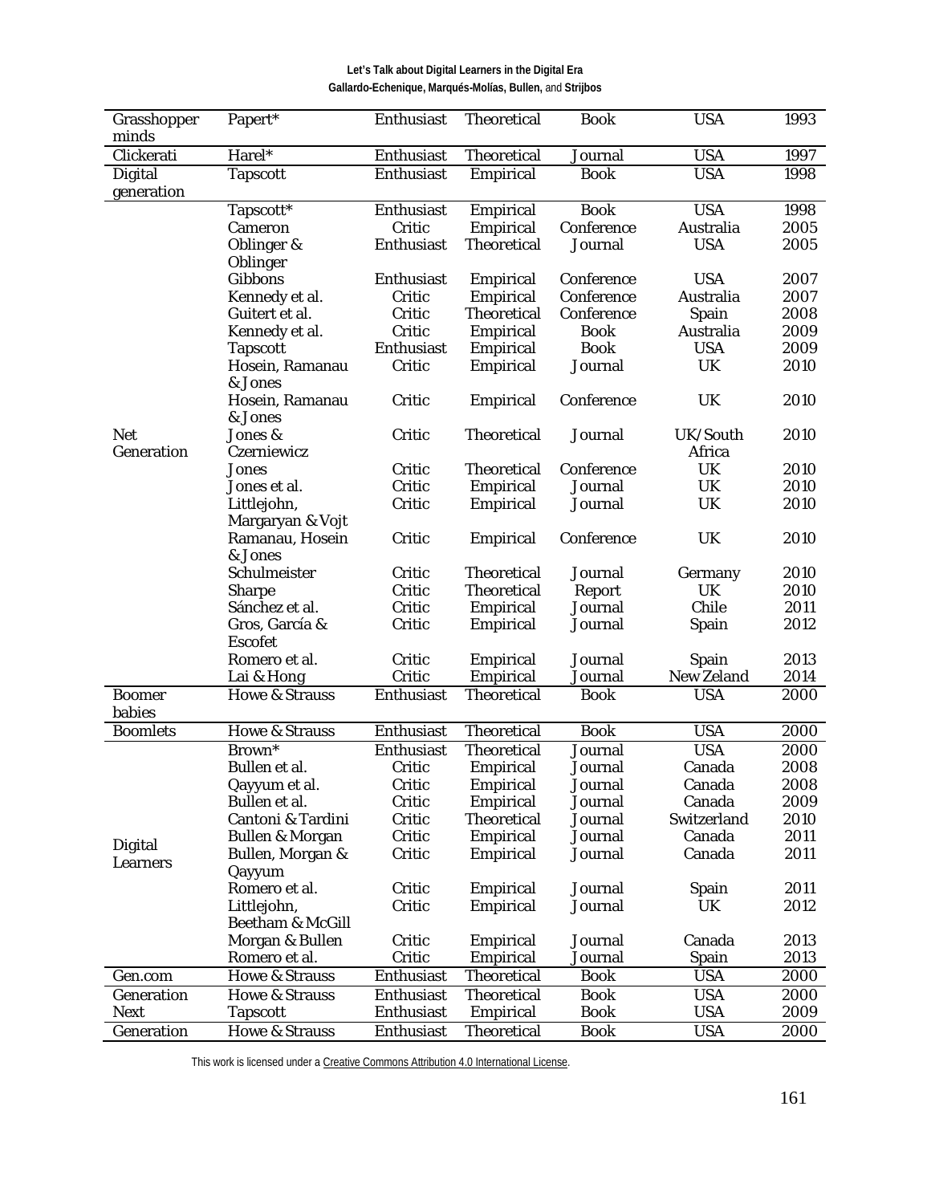| Grasshopper minds | Papert* | Enthusiast | Theoretical | Book | USA | 1993 |
|---|---|---|---|---|---|---|
| Clickerati | Harel* | Enthusiast | Theoretical | Journal | USA | 1997 |
| Digital generation | Tapscott | Enthusiast | Empirical | Book | USA | 1998 |
| Net Generation | Tapscott* | Enthusiast | Empirical | Book | USA | 1998 |
| | Cameron | Critic | Empirical | Conference | Australia | 2005 |
| | Oblinger & Oblinger | Enthusiast | Theoretical | Journal | USA | 2005 |
| | Gibbons | Enthusiast | Empirical | Conference | USA | 2007 |
| | Kennedy et al. | Critic | Empirical | Conference | Australia | 2007 |
| | Guitert et al. | Critic | Theoretical | Conference | Spain | 2008 |
| | Kennedy et al. | Critic | Empirical | Book | Australia | 2009 |
| | Tapscott | Enthusiast | Empirical | Book | USA | 2009 |
| | Hosein, Ramanau & Jones | Critic | Empirical | Journal | UK | 2010 |
| | Hosein, Ramanau & Jones | Critic | Empirical | Conference | UK | 2010 |
| | Jones & Czerniewicz | Critic | Theoretical | Journal | UK/South Africa | 2010 |
| | Jones | Critic | Theoretical | Conference | UK | 2010 |
| | Jones et al. | Critic | Empirical | Journal | UK | 2010 |
| | Littlejohn, Margaryan & Vojt | Critic | Empirical | Journal | UK | 2010 |
| | Ramanau, Hosein & Jones | Critic | Empirical | Conference | UK | 2010 |
| | Schulmeister | Critic | Theoretical | Journal | Germany | 2010 |
| | Sharpe | Critic | Theoretical | Report | UK | 2010 |
| | Sánchez et al. | Critic | Empirical | Journal | Chile | 2011 |
| | Gros, García & Escofet | Critic | Empirical | Journal | Spain | 2012 |
| | Romero et al. | Critic | Empirical | Journal | Spain | 2013 |
| | Lai & Hong | Critic | Empirical | Journal | New Zeland | 2014 |
| Boomer babies | Howe & Strauss | Enthusiast | Theoretical | Book | USA | 2000 |
| Boomlets | Howe & Strauss | Enthusiast | Theoretical | Book | USA | 2000 |
| Digital Learners | Brown* | Enthusiast | Theoretical | Journal | USA | 2000 |
| | Bullen et al. | Critic | Empirical | Journal | Canada | 2008 |
| | Qayyum et al. | Critic | Empirical | Journal | Canada | 2008 |
| | Bullen et al. | Critic | Empirical | Journal | Canada | 2009 |
| | Cantoni & Tardini | Critic | Theoretical | Journal | Switzerland | 2010 |
| | Bullen & Morgan | Critic | Empirical | Journal | Canada | 2011 |
| | Bullen, Morgan & Qayyum | Critic | Empirical | Journal | Canada | 2011 |
| | Romero et al. | Critic | Empirical | Journal | Spain | 2011 |
| | Littlejohn, Beetham & McGill | Critic | Empirical | Journal | UK | 2012 |
| | Morgan & Bullen | Critic | Empirical | Journal | Canada | 2013 |
| | Romero et al. | Critic | Empirical | Journal | Spain | 2013 |
| Gen.com | Howe & Strauss | Enthusiast | Theoretical | Book | USA | 2000 |
| Generation Next | Howe & Strauss | Enthusiast | Theoretical | Book | USA | 2000 |
| | Tapscott | Enthusiast | Empirical | Book | USA | 2009 |
| Generation | Howe & Strauss | Enthusiast | Theoretical | Book | USA | 2000 |

This work is licensed under a Creative Commons Attribution 4.0 International License.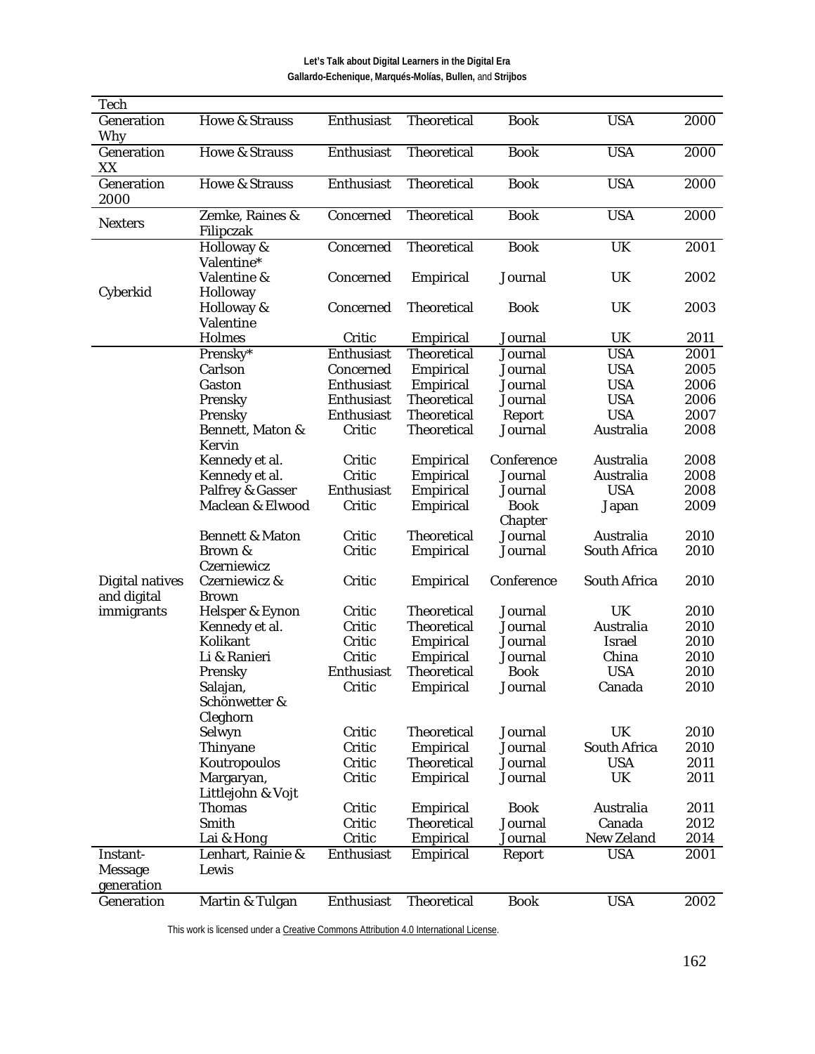| Tech | | | | | | |
|---|---|---|---|---|---|---|
| Generation Why | Howe & Strauss | Enthusiast | Theoretical | Book | USA | 2000 |
| Generation XX | Howe & Strauss | Enthusiast | Theoretical | Book | USA | 2000 |
| Generation 2000 | Howe & Strauss | Enthusiast | Theoretical | Book | USA | 2000 |
| Nexters | Zemke, Raines & Filipczak | Concerned | Theoretical | Book | USA | 2000 |
| Cyberkid | Holloway & Valentine* | Concerned | Theoretical | Book | UK | 2001 |
| | Valentine & Holloway | Concerned | Empirical | Journal | UK | 2002 |
| | Holloway & Valentine | Concerned | Theoretical | Book | UK | 2003 |
| | Holmes | Critic | Empirical | Journal | UK | 2011 |
| Digital natives and digital immigrants | Prensky* | Enthusiast | Theoretical | Journal | USA | 2001 |
| | Carlson | Concerned | Empirical | Journal | USA | 2005 |
| | Gaston | Enthusiast | Empirical | Journal | USA | 2006 |
| | Prensky | Enthusiast | Theoretical | Journal | USA | 2006 |
| | Prensky | Enthusiast | Theoretical | Report | USA | 2007 |
| | Bennett, Maton & Kervin | Critic | Theoretical | Journal | Australia | 2008 |
| | Kennedy et al. | Critic | Empirical | Conference | Australia | 2008 |
| | Kennedy et al. | Critic | Empirical | Journal | Australia | 2008 |
| | Palfrey & Gasser | Enthusiast | Empirical | Journal | USA | 2008 |
| | Maclean & Elwood | Critic | Empirical | Book Chapter | Japan | 2009 |
| | Bennett & Maton | Critic | Theoretical | Journal | Australia | 2010 |
| | Brown & Czerniewicz | Critic | Empirical | Journal | South Africa | 2010 |
| | Czerniewicz & Brown | Critic | Empirical | Conference | South Africa | 2010 |
| | Helsper & Eynon | Critic | Theoretical | Journal | UK | 2010 |
| | Kennedy et al. | Critic | Theoretical | Journal | Australia | 2010 |
| | Kolikant | Critic | Empirical | Journal | Israel | 2010 |
| | Li & Ranieri | Critic | Empirical | Journal | China | 2010 |
| | Prensky | Enthusiast | Theoretical | Book | USA | 2010 |
| | Salajan, Schönwetter & Cleghorn | Critic | Empirical | Journal | Canada | 2010 |
| | Selwyn | Critic | Theoretical | Journal | UK | 2010 |
| | Thinyane | Critic | Empirical | Journal | South Africa | 2010 |
| | Koutropoulos | Critic | Theoretical | Journal | USA | 2011 |
| | Margaryan, Littlejohn & Vojt | Critic | Empirical | Journal | UK | 2011 |
| | Thomas | Critic | Empirical | Book | Australia | 2011 |
| | Smith | Critic | Theoretical | Journal | Canada | 2012 |
| | Lai & Hong | Critic | Empirical | Journal | New Zeland | 2014 |
| Instant-Message generation | Lenhart, Rainie & Lewis | Enthusiast | Empirical | Report | USA | 2001 |
| Generation | Martin & Tulgan | Enthusiast | Theoretical | Book | USA | 2002 |

This work is licensed under a Creative Commons Attribution 4.0 International License.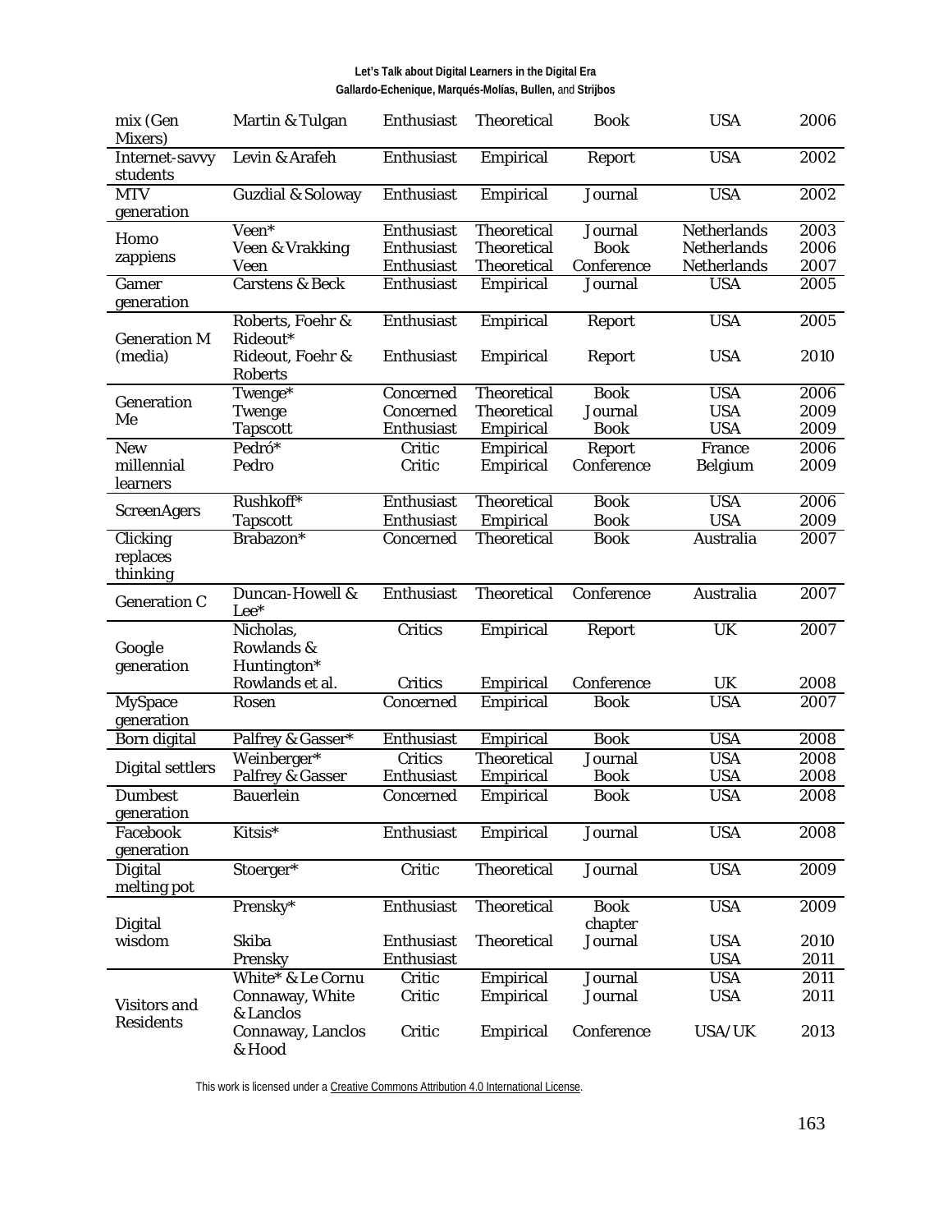| | | | | | | |
|---|---|---|---|---|---|---|
| mix (Gen Mixers) | Martin & Tulgan | Enthusiast | Theoretical | Book | USA | 2006 |
| Internet-savvy students | Levin & Arafeh | Enthusiast | Empirical | Report | USA | 2002 |
| MTV generation | Guzdial & Soloway | Enthusiast | Empirical | Journal | USA | 2002 |
| Homo zappiens | Veen* | Enthusiast | Theoretical | Journal | Netherlands | 2003 |
| | Veen & Vrakking | Enthusiast | Theoretical | Book | Netherlands | 2006 |
| | Veen | Enthusiast | Theoretical | Conference | Netherlands | 2007 |
| Gamer generation | Carstens & Beck | Enthusiast | Empirical | Journal | USA | 2005 |
| Generation M (media) | Roberts, Foehr & Rideout* | Enthusiast | Empirical | Report | USA | 2005 |
| | Rideout, Foehr & Roberts | Enthusiast | Empirical | Report | USA | 2010 |
| Generation Me | Twenge* | Concerned | Theoretical | Book | USA | 2006 |
| | Twenge | Concerned | Theoretical | Journal | USA | 2009 |
| | Tapscott | Enthusiast | Empirical | Book | USA | 2009 |
| New millennial learners | Pedró* | Critic | Empirical | Report | France | 2006 |
| | Pedro | Critic | Empirical | Conference | Belgium | 2009 |
| ScreenAgers | Rushkoff* | Enthusiast | Theoretical | Book | USA | 2006 |
| | Tapscott | Enthusiast | Empirical | Book | USA | 2009 |
| Clicking replaces thinking | Brabazon* | Concerned | Theoretical | Book | Australia | 2007 |
| Generation C | Duncan-Howell & Lee* | Enthusiast | Theoretical | Conference | Australia | 2007 |
| Google generation | Nicholas, Rowlands & Huntington* | Critics | Empirical | Report | UK | 2007 |
| | Rowlands et al. | Critics | Empirical | Conference | UK | 2008 |
| MySpace generation | Rosen | Concerned | Empirical | Book | USA | 2007 |
| Born digital | Palfrey & Gasser* | Enthusiast | Empirical | Book | USA | 2008 |
| Digital settlers | Weinberger* | Critics | Theoretical | Journal | USA | 2008 |
| | Palfrey & Gasser | Enthusiast | Empirical | Book | USA | 2008 |
| Dumbest generation | Bauerlein | Concerned | Empirical | Book | USA | 2008 |
| Facebook generation | Kitsis* | Enthusiast | Empirical | Journal | USA | 2008 |
| Digital melting pot | Stoerger* | Critic | Theoretical | Journal | USA | 2009 |
| Digital wisdom | Prensky* | Enthusiast | Theoretical | Book chapter | USA | 2009 |
| | Skiba | Enthusiast | Theoretical | Journal | USA | 2010 |
| | Prensky | Enthusiast | | | USA | 2011 |
| Visitors and Residents | White* & Le Cornu | Critic | Empirical | Journal | USA | 2011 |
| | Connaway, White & Lanclos | Critic | Empirical | Journal | USA | 2011 |
| | Connaway, Lanclos & Hood | Critic | Empirical | Conference | USA/UK | 2013 |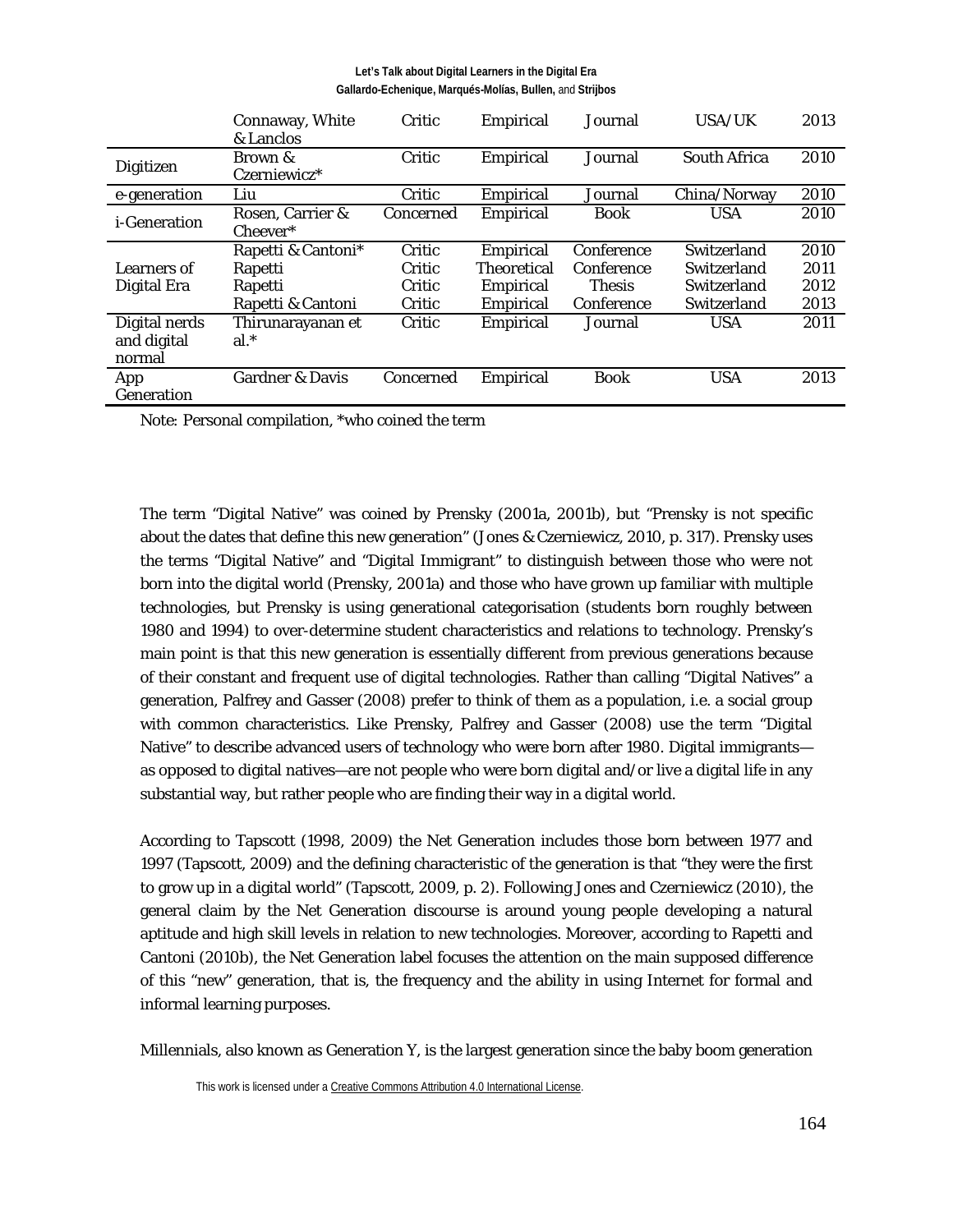| | Connaway, White & Lanclos | Critic | Empirical | Journal | USA/UK | 2013 |
|---|---|---|---|---|---|---|
| Digitizen | Brown & Czerniewicz* | Critic | Empirical | Journal | South Africa | 2010 |
| e-generation | Liu | Critic | Empirical | Journal | China/Norway | 2010 |
| i-Generation | Rosen, Carrier & Cheever* | Concerned | Empirical | Book | USA | 2010 |
| Learners of Digital Era | Rapetti & Cantoni* | Critic | Empirical | Conference | Switzerland | 2010 |
| | Rapetti | Critic | Theoretical | Conference | Switzerland | 2011 |
| | Rapetti | Critic | Empirical | Thesis | Switzerland | 2012 |
| | Rapetti & Cantoni | Critic | Empirical | Conference | Switzerland | 2013 |
| Digital nerds and digital normal | Thirunarayanan et al.* | Critic | Empirical | Journal | USA | 2011 |
| App Generation | Gardner & Davis | Concerned | Empirical | Book | USA | 2013 |

Note: Personal compilation, *who coined the term

The term "Digital Native" was coined by Prensky (2001a, 2001b), but "Prensky is not specific about the dates that define this new generation" (Jones & Czerniewicz, 2010, p. 317). Prensky uses the terms "Digital Native" and "Digital Immigrant" to distinguish between those who were not born into the digital world (Prensky, 2001a) and those who have grown up familiar with multiple technologies, but Prensky is using generational categorisation (students born roughly between 1980 and 1994) to over-determine student characteristics and relations to technology. Prensky's main point is that this new generation is essentially different from previous generations because of their constant and frequent use of digital technologies. Rather than calling "Digital Natives" a generation, Palfrey and Gasser (2008) prefer to think of them as a population, i.e. a social group with common characteristics. Like Prensky, Palfrey and Gasser (2008) use the term "Digital Native" to describe advanced users of technology who were born after 1980. Digital immigrants—as opposed to digital natives—are not people who were born digital and/or live a digital life in any substantial way, but rather people who are finding their way in a digital world.

According to Tapscott (1998, 2009) the Net Generation includes those born between 1977 and 1997 (Tapscott, 2009) and the defining characteristic of the generation is that "they were the first to grow up in a digital world" (Tapscott, 2009, p. 2). Following Jones and Czerniewicz (2010), the general claim by the Net Generation discourse is around young people developing a natural aptitude and high skill levels in relation to new technologies. Moreover, according to Rapetti and Cantoni (2010b), the Net Generation label focuses the attention on the main supposed difference of this "new" generation, that is, the frequency and the ability in using Internet for formal and informal learning purposes.

Millennials, also known as Generation Y, is the largest generation since the baby boom generation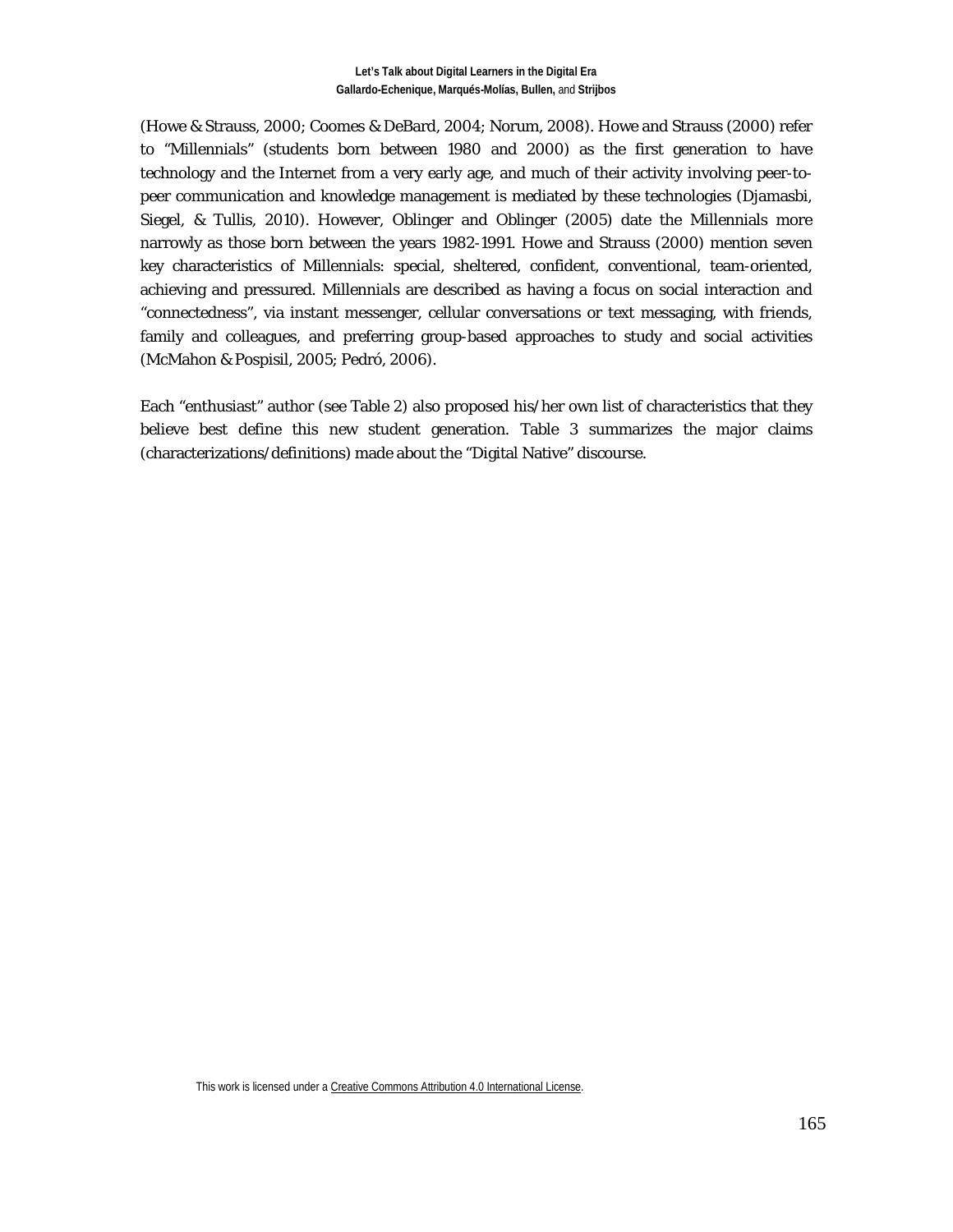(Howe & Strauss, 2000; Coomes & DeBard, 2004; Norum, 2008). Howe and Strauss (2000) refer to "Millennials" (students born between 1980 and 2000) as the first generation to have technology and the Internet from a very early age, and much of their activity involving peer-to-peer communication and knowledge management is mediated by these technologies (Djamasbi, Siegel, & Tullis, 2010). However, Oblinger and Oblinger (2005) date the Millennials more narrowly as those born between the years 1982-1991. Howe and Strauss (2000) mention seven key characteristics of Millennials: special, sheltered, confident, conventional, team-oriented, achieving and pressured. Millennials are described as having a focus on social interaction and "connectedness", via instant messenger, cellular conversations or text messaging, with friends, family and colleagues, and preferring group-based approaches to study and social activities (McMahon & Pospisil, 2005; Pedró, 2006).

Each "enthusiast" author (see Table 2) also proposed his/her own list of characteristics that they believe best define this new student generation. Table 3 summarizes the major claims (characterizations/definitions) made about the "Digital Native" discourse.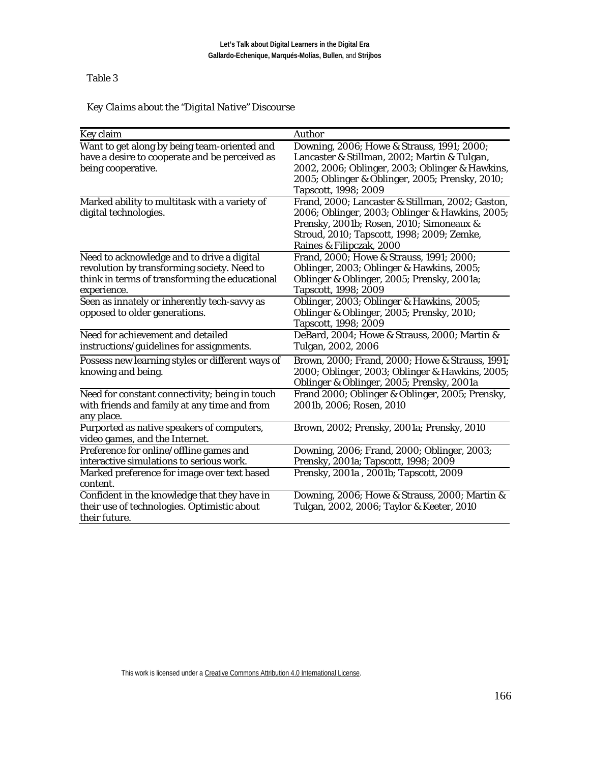Table 3

*Key Claims about the "Digital Native" Discourse*

| Key claim | Author |
|---|---|
| Want to get along by being team-oriented and have a desire to cooperate and be perceived as being cooperative. | Downing, 2006; Howe & Strauss, 1991; 2000; Lancaster & Stillman, 2002; Martin & Tulgan, 2002, 2006; Oblinger, 2003; Oblinger & Hawkins, 2005; Oblinger & Oblinger, 2005; Prensky, 2010; Tapscott, 1998; 2009 |
| Marked ability to multitask with a variety of digital technologies. | Frand, 2000; Lancaster & Stillman, 2002; Gaston, 2006; Oblinger, 2003; Oblinger & Hawkins, 2005; Prensky, 2001b; Rosen, 2010; Simoneaux & Stroud, 2010; Tapscott, 1998; 2009; Zemke, Raines & Filipczak, 2000 |
| Need to acknowledge and to drive a digital revolution by transforming society. Need to think in terms of transforming the educational experience. | Frand, 2000; Howe & Strauss, 1991; 2000; Oblinger, 2003; Oblinger & Hawkins, 2005; Oblinger & Oblinger, 2005; Prensky, 2001a; Tapscott, 1998; 2009 |
| Seen as innately or inherently tech-savvy as opposed to older generations. | Oblinger, 2003; Oblinger & Hawkins, 2005; Oblinger & Oblinger, 2005; Prensky, 2010; Tapscott, 1998; 2009 |
| Need for achievement and detailed instructions/guidelines for assignments. | DeBard, 2004; Howe & Strauss, 2000; Martin & Tulgan, 2002, 2006 |
| Possess new learning styles or different ways of knowing and being. | Brown, 2000; Frand, 2000; Howe & Strauss, 1991; 2000; Oblinger, 2003; Oblinger & Hawkins, 2005; Oblinger & Oblinger, 2005; Prensky, 2001a |
| Need for constant connectivity; being in touch with friends and family at any time and from any place. | Frand 2000; Oblinger & Oblinger, 2005; Prensky, 2001b, 2006; Rosen, 2010 |
| Purported as native speakers of computers, video games, and the Internet. | Brown, 2002; Prensky, 2001a; Prensky, 2010 |
| Preference for online/offline games and interactive simulations to serious work. | Downing, 2006; Frand, 2000; Oblinger, 2003; Prensky, 2001a; Tapscott, 1998; 2009 |
| Marked preference for image over text based content. | Prensky, 2001a , 2001b; Tapscott, 2009 |
| Confident in the knowledge that they have in their use of technologies. Optimistic about their future. | Downing, 2006; Howe & Strauss, 2000; Martin & Tulgan, 2002, 2006; Taylor & Keeter, 2010 |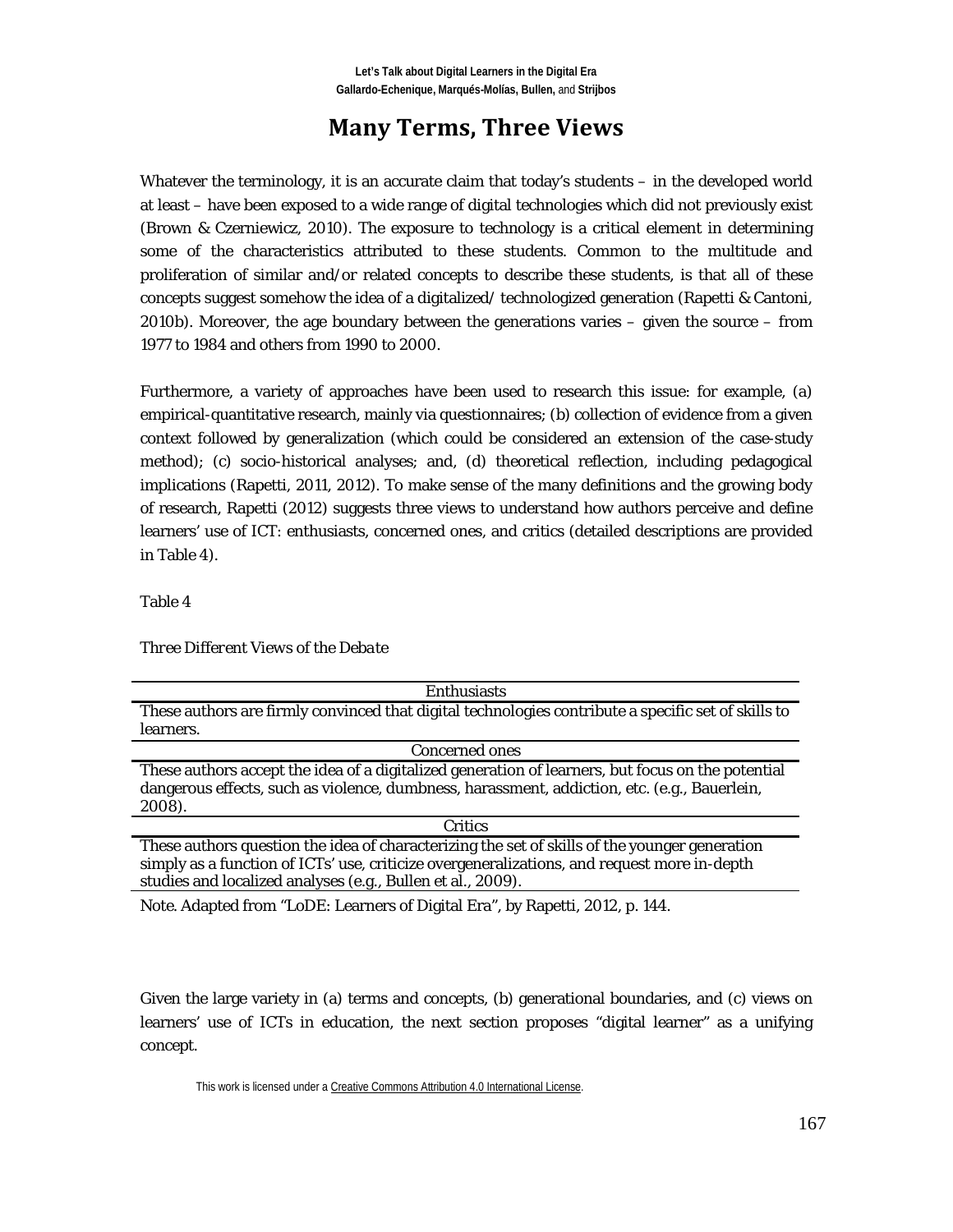## Many Terms, Three Views

Whatever the terminology, it is an accurate claim that today's students – in the developed world at least – have been exposed to a wide range of digital technologies which did not previously exist (Brown & Czerniewicz, 2010). The exposure to technology is a critical element in determining some of the characteristics attributed to these students. Common to the multitude and proliferation of similar and/or related concepts to describe these students, is that all of these concepts suggest somehow the idea of a digitalized/ technologized generation (Rapetti & Cantoni, 2010b). Moreover, the age boundary between the generations varies – given the source – from 1977 to 1984 and others from 1990 to 2000.

Furthermore, a variety of approaches have been used to research this issue: for example, (a) empirical-quantitative research, mainly via questionnaires; (b) collection of evidence from a given context followed by generalization (which could be considered an extension of the case-study method); (c) socio-historical analyses; and, (d) theoretical reflection, including pedagogical implications (Rapetti, 2011, 2012). To make sense of the many definitions and the growing body of research, Rapetti (2012) suggests three views to understand how authors perceive and define learners' use of ICT: enthusiasts, concerned ones, and critics (detailed descriptions are provided in Table 4).

Table 4

*Three Different Views of the Debate*

| Enthusiasts |
|---|
| These authors are firmly convinced that digital technologies contribute a specific set of skills to learners. |
| **Concerned ones** |
| These authors accept the idea of a digitalized generation of learners, but focus on the potential dangerous effects, such as violence, dumbness, harassment, addiction, etc. (e.g., Bauerlein, 2008). |
| **Critics** |
| These authors question the idea of characterizing the set of skills of the younger generation simply as a function of ICTs' use, criticize overgeneralizations, and request more in-depth studies and localized analyses (e.g., Bullen et al., 2009). |

Note. Adapted from "LoDE: Learners of Digital Era", by Rapetti, 2012, p. 144.

Given the large variety in (a) terms and concepts, (b) generational boundaries, and (c) views on learners' use of ICTs in education, the next section proposes "digital learner" as a unifying concept.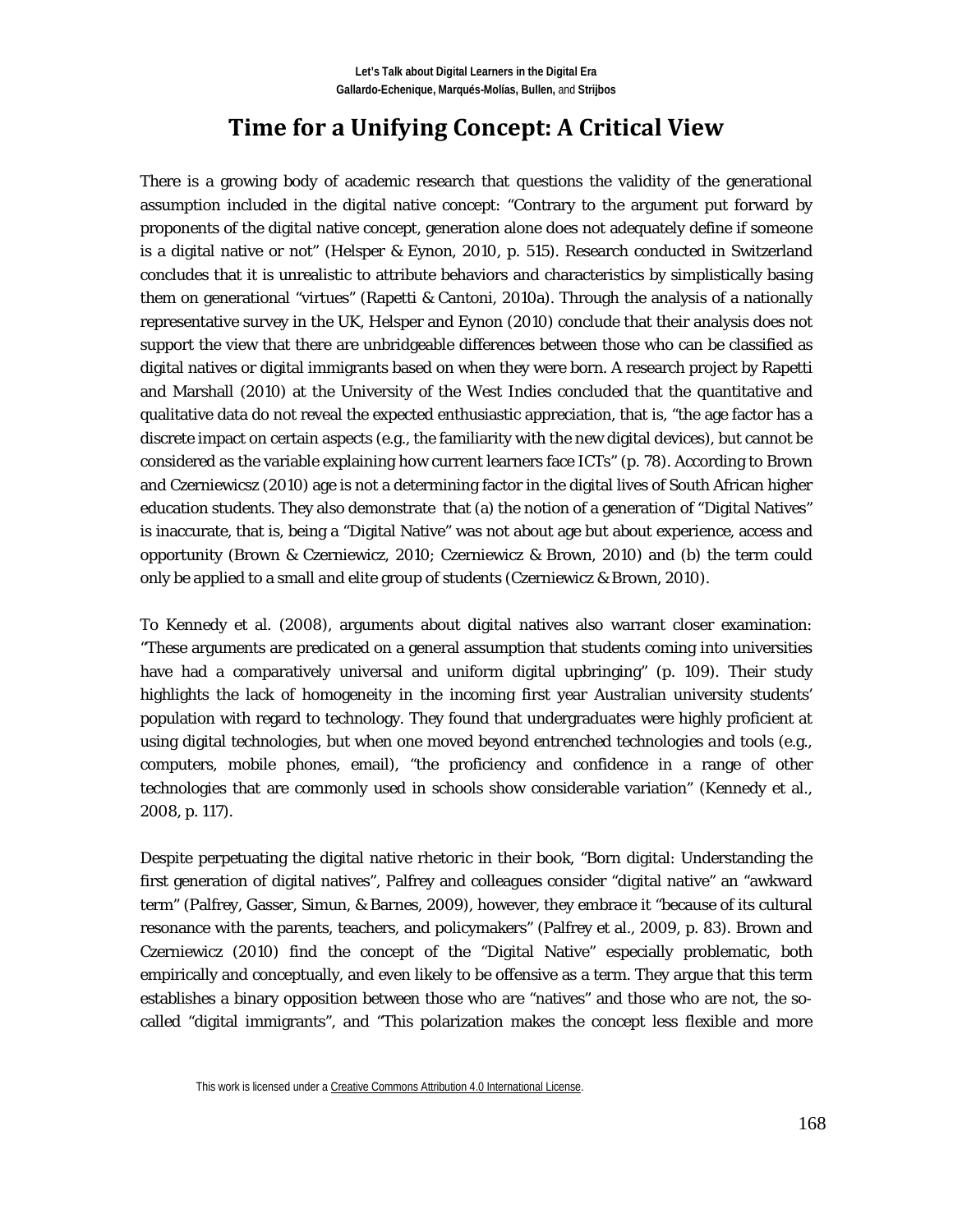# Time for a Unifying Concept: A Critical View

There is a growing body of academic research that questions the validity of the generational assumption included in the digital native concept: "Contrary to the argument put forward by proponents of the digital native concept, generation alone does not adequately define if someone is a digital native or not" (Helsper & Eynon, 2010, p. 515). Research conducted in Switzerland concludes that it is unrealistic to attribute behaviors and characteristics by simplistically basing them on generational "virtues" (Rapetti & Cantoni, 2010a). Through the analysis of a nationally representative survey in the UK, Helsper and Eynon (2010) conclude that their analysis does not support the view that there are unbridgeable differences between those who can be classified as digital natives or digital immigrants based on when they were born. A research project by Rapetti and Marshall (2010) at the University of the West Indies concluded that the quantitative and qualitative data do not reveal the expected enthusiastic appreciation, that is, "the age factor has a discrete impact on certain aspects (e.g., the familiarity with the new digital devices), but cannot be considered as the variable explaining how current learners face ICTs" (p. 78). According to Brown and Czerniewicsz (2010) age is not a determining factor in the digital lives of South African higher education students. They also demonstrate that (a) the notion of a generation of "Digital Natives" is inaccurate, that is, being a "Digital Native" was not about age but about experience, access and opportunity (Brown & Czerniewicz, 2010; Czerniewicz & Brown, 2010) and (b) the term could only be applied to a small and elite group of students (Czerniewicz & Brown, 2010).

To Kennedy et al. (2008), arguments about digital natives also warrant closer examination: "These arguments are predicated on a general assumption that students coming into universities have had a comparatively universal and uniform digital upbringing" (p. 109). Their study highlights the lack of homogeneity in the incoming first year Australian university students' population with regard to technology. They found that undergraduates were highly proficient at using digital technologies, but when one moved beyond entrenched technologies and tools (e.g., computers, mobile phones, email), "the proficiency and confidence in a range of other technologies that are commonly used in schools show considerable variation" (Kennedy et al., 2008, p. 117).

Despite perpetuating the digital native rhetoric in their book, "Born digital: Understanding the first generation of digital natives", Palfrey and colleagues consider "digital native" an "awkward term" (Palfrey, Gasser, Simun, & Barnes, 2009), however, they embrace it "because of its cultural resonance with the parents, teachers, and policymakers" (Palfrey et al., 2009, p. 83). Brown and Czerniewicz (2010) find the concept of the "Digital Native" especially problematic, both empirically and conceptually, and even likely to be offensive as a term. They argue that this term establishes a binary opposition between those who are "natives" and those who are not, the so-called "digital immigrants", and "This polarization makes the concept less flexible and more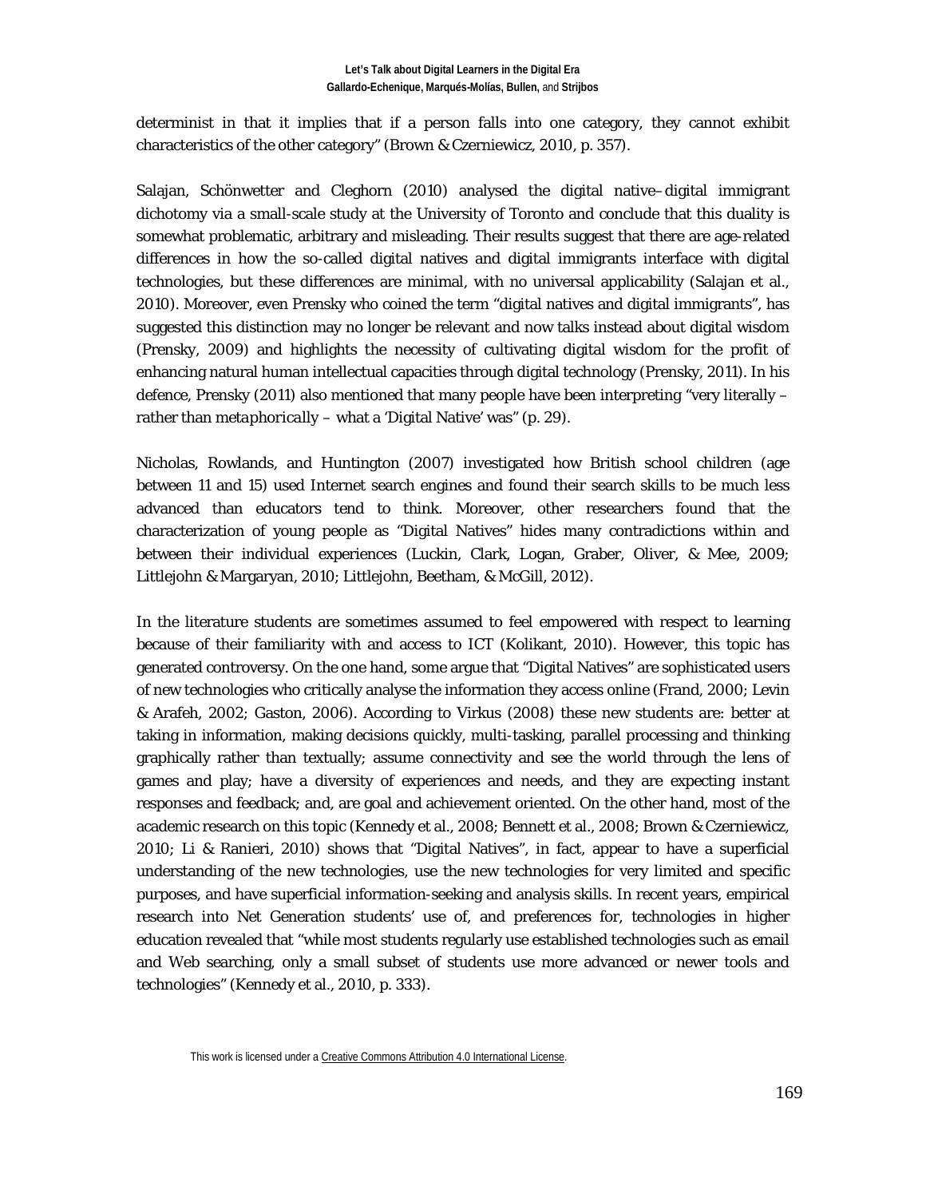determinist in that it implies that if a person falls into one category, they cannot exhibit characteristics of the other category" (Brown & Czerniewicz, 2010, p. 357).

Salajan, Schönwetter and Cleghorn (2010) analysed the digital native–digital immigrant dichotomy via a small-scale study at the University of Toronto and conclude that this duality is somewhat problematic, arbitrary and misleading. Their results suggest that there are age-related differences in how the so-called digital natives and digital immigrants interface with digital technologies, but these differences are minimal, with no universal applicability (Salajan et al., 2010). Moreover, even Prensky who coined the term "digital natives and digital immigrants", has suggested this distinction may no longer be relevant and now talks instead about digital wisdom (Prensky, 2009) and highlights the necessity of cultivating digital wisdom for the profit of enhancing natural human intellectual capacities through digital technology (Prensky, 2011). In his defence, Prensky (2011) also mentioned that many people have been interpreting "very literally – rather than *metaphorically* – what a 'Digital Native' was" (p. 29).

Nicholas, Rowlands, and Huntington (2007) investigated how British school children (age between 11 and 15) used Internet search engines and found their search skills to be much less advanced than educators tend to think. Moreover, other researchers found that the characterization of young people as "Digital Natives" hides many contradictions within and between their individual experiences (Luckin, Clark, Logan, Graber, Oliver, & Mee, 2009; Littlejohn & Margaryan, 2010; Littlejohn, Beetham, & McGill, 2012).

In the literature students are sometimes assumed to feel empowered with respect to learning because of their familiarity with and access to ICT (Kolikant, 2010). However, this topic has generated controversy. On the one hand, some argue that "Digital Natives" are sophisticated users of new technologies who critically analyse the information they access online (Frand, 2000; Levin & Arafeh, 2002; Gaston, 2006). According to Virkus (2008) these new students are: better at taking in information, making decisions quickly, multi-tasking, parallel processing and thinking graphically rather than textually; assume connectivity and see the world through the lens of games and play; have a diversity of experiences and needs, and they are expecting instant responses and feedback; and, are goal and achievement oriented. On the other hand, most of the academic research on this topic (Kennedy et al., 2008; Bennett et al., 2008; Brown & Czerniewicz, 2010; Li & Ranieri, 2010) shows that "Digital Natives", in fact, appear to have a superficial understanding of the new technologies, use the new technologies for very limited and specific purposes, and have superficial information-seeking and analysis skills. In recent years, empirical research into Net Generation students' use of, and preferences for, technologies in higher education revealed that "while most students regularly use established technologies such as email and Web searching, only a small subset of students use more advanced or newer tools and technologies" (Kennedy et al., 2010, p. 333).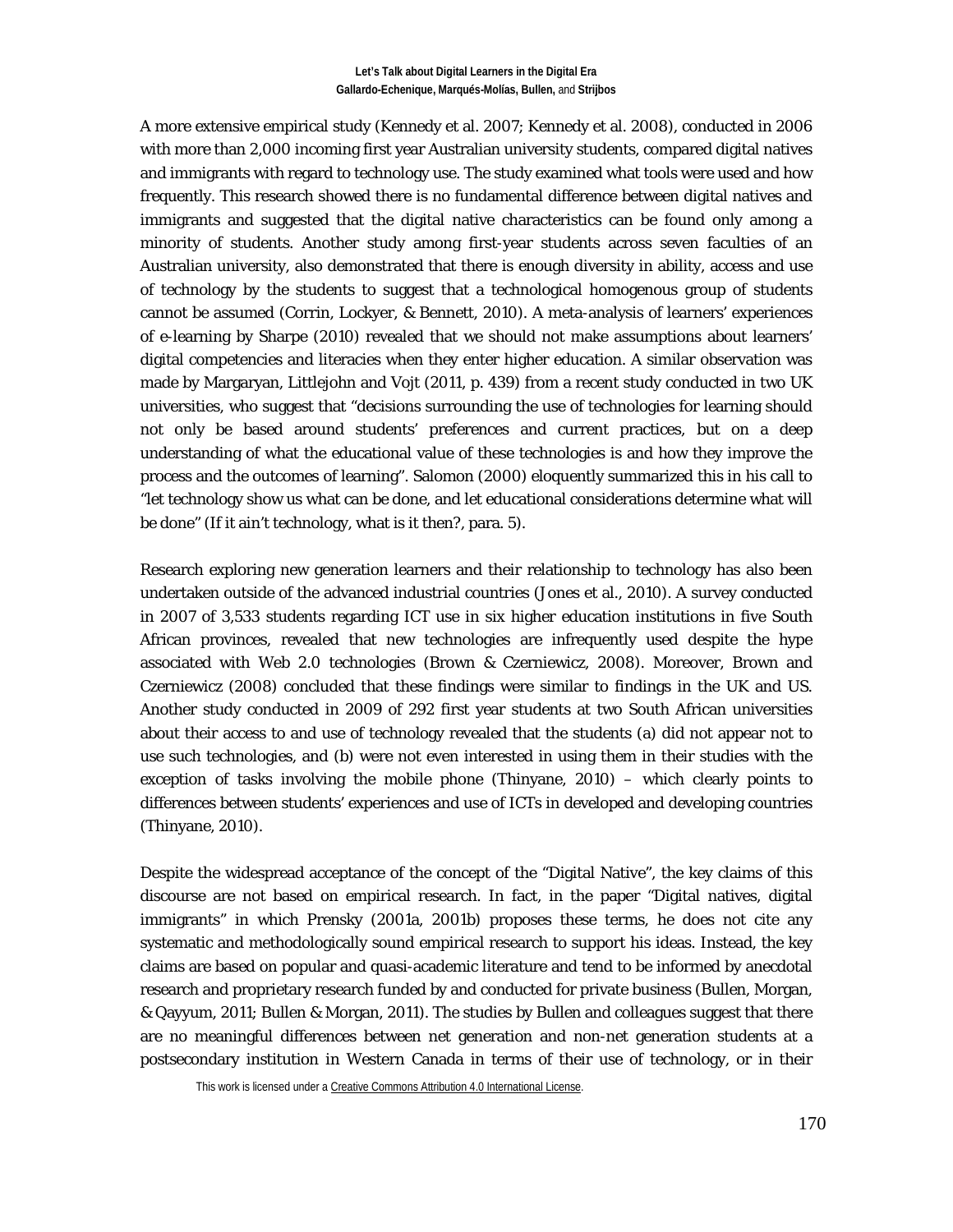A more extensive empirical study (Kennedy et al. 2007; Kennedy et al. 2008), conducted in 2006 with more than 2,000 incoming first year Australian university students, compared digital natives and immigrants with regard to technology use. The study examined what tools were used and how frequently. This research showed there is no fundamental difference between digital natives and immigrants and suggested that the digital native characteristics can be found only among a minority of students. Another study among first-year students across seven faculties of an Australian university, also demonstrated that there is enough diversity in ability, access and use of technology by the students to suggest that a technological homogenous group of students cannot be assumed (Corrin, Lockyer, & Bennett, 2010). A meta-analysis of learners' experiences of e-learning by Sharpe (2010) revealed that we should not make assumptions about learners' digital competencies and literacies when they enter higher education. A similar observation was made by Margaryan, Littlejohn and Vojt (2011, p. 439) from a recent study conducted in two UK universities, who suggest that "decisions surrounding the use of technologies for learning should not only be based around students' preferences and current practices, but on a deep understanding of what the educational value of these technologies is and how they improve the process and the outcomes of learning". Salomon (2000) eloquently summarized this in his call to "let technology show us what can be done, and let educational considerations determine what will be done" (If it ain't technology, what is it then?, para. 5).

Research exploring new generation learners and their relationship to technology has also been undertaken outside of the advanced industrial countries (Jones et al., 2010). A survey conducted in 2007 of 3,533 students regarding ICT use in six higher education institutions in five South African provinces, revealed that new technologies are infrequently used despite the hype associated with Web 2.0 technologies (Brown & Czerniewicz, 2008). Moreover, Brown and Czerniewicz (2008) concluded that these findings were similar to findings in the UK and US. Another study conducted in 2009 of 292 first year students at two South African universities about their access to and use of technology revealed that the students (a) did not appear not to use such technologies, and (b) were not even interested in using them in their studies with the exception of tasks involving the mobile phone (Thinyane, 2010) – which clearly points to differences between students' experiences and use of ICTs in developed and developing countries (Thinyane, 2010).

Despite the widespread acceptance of the concept of the "Digital Native", the key claims of this discourse are not based on empirical research. In fact, in the paper "Digital natives, digital immigrants" in which Prensky (2001a, 2001b) proposes these terms, he does not cite any systematic and methodologically sound empirical research to support his ideas. Instead, the key claims are based on popular and quasi-academic literature and tend to be informed by anecdotal research and proprietary research funded by and conducted for private business (Bullen, Morgan, & Qayyum, 2011; Bullen & Morgan, 2011). The studies by Bullen and colleagues suggest that there are no meaningful differences between net generation and non-net generation students at a postsecondary institution in Western Canada in terms of their use of technology, or in their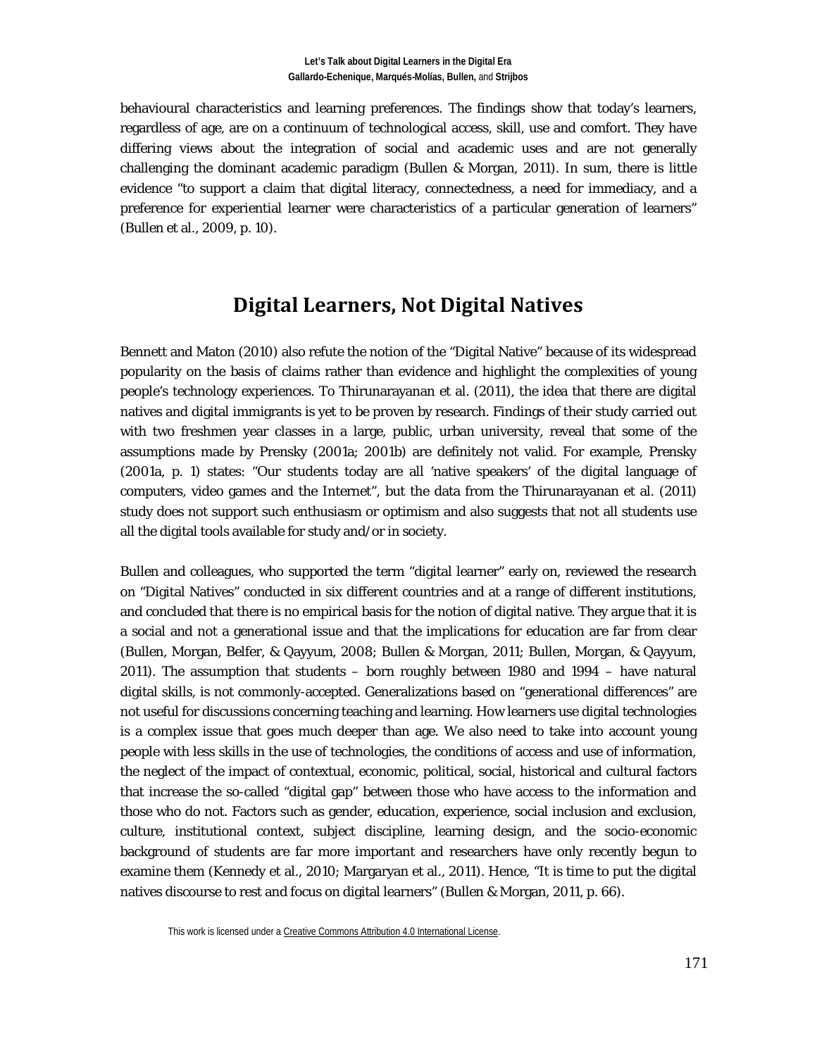behavioural characteristics and learning preferences. The findings show that today's learners, regardless of age, are on a continuum of technological access, skill, use and comfort. They have differing views about the integration of social and academic uses and are not generally challenging the dominant academic paradigm (Bullen & Morgan, 2011). In sum, there is little evidence "to support a claim that digital literacy, connectedness, a need for immediacy, and a preference for experiential learner were characteristics of a particular generation of learners" (Bullen et al., 2009, p. 10).

## Digital Learners, Not Digital Natives

Bennett and Maton (2010) also refute the notion of the "Digital Native" because of its widespread popularity on the basis of claims rather than evidence and highlight the complexities of young people's technology experiences. To Thirunarayanan et al. (2011), the idea that there are digital natives and digital immigrants is yet to be proven by research. Findings of their study carried out with two freshmen year classes in a large, public, urban university, reveal that some of the assumptions made by Prensky (2001a; 2001b) are definitely not valid. For example, Prensky (2001a, p. 1) states: "Our students today are all 'native speakers' of the digital language of computers, video games and the Internet", but the data from the Thirunarayanan et al. (2011) study does not support such enthusiasm or optimism and also suggests that not all students use all the digital tools available for study and/or in society.

Bullen and colleagues, who supported the term "digital learner" early on, reviewed the research on "Digital Natives" conducted in six different countries and at a range of different institutions, and concluded that there is no empirical basis for the notion of digital native. They argue that it is a social and not a generational issue and that the implications for education are far from clear (Bullen, Morgan, Belfer, & Qayyum, 2008; Bullen & Morgan, 2011; Bullen, Morgan, & Qayyum, 2011). The assumption that students – born roughly between 1980 and 1994 – have natural digital skills, is not commonly-accepted. Generalizations based on "generational differences" are not useful for discussions concerning teaching and learning. How learners use digital technologies is a complex issue that goes much deeper than age. We also need to take into account young people with less skills in the use of technologies, the conditions of access and use of information, the neglect of the impact of contextual, economic, political, social, historical and cultural factors that increase the so-called "digital gap" between those who have access to the information and those who do not. Factors such as gender, education, experience, social inclusion and exclusion, culture, institutional context, subject discipline, learning design, and the socio-economic background of students are far more important and researchers have only recently begun to examine them (Kennedy et al., 2010; Margaryan et al., 2011). Hence, "It is time to put the digital natives discourse to rest and focus on digital learners" (Bullen & Morgan, 2011, p. 66).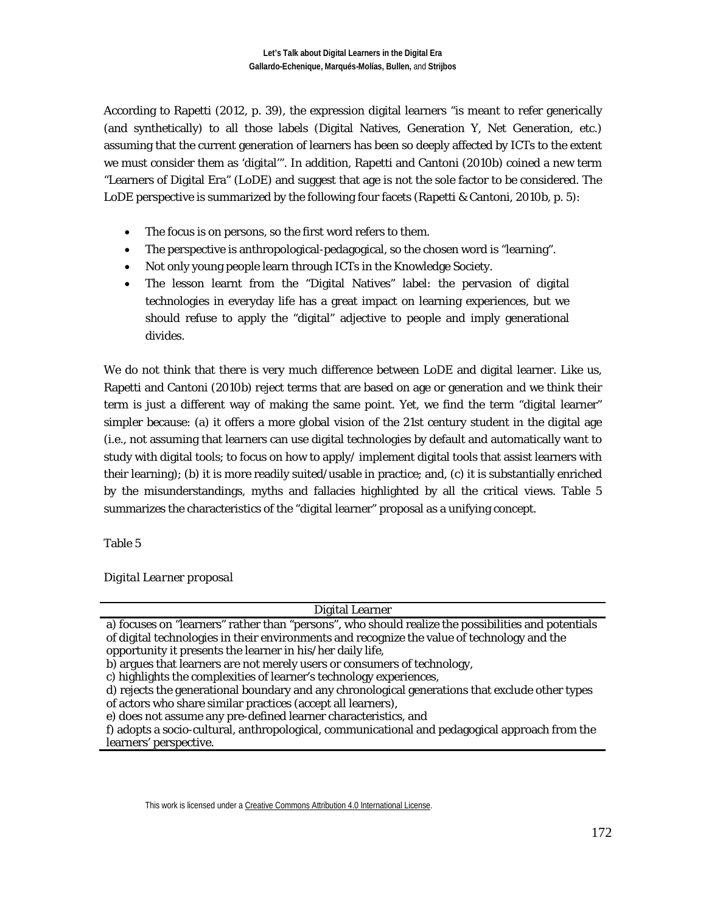According to Rapetti (2012, p. 39), the expression digital learners "is meant to refer generically (and synthetically) to all those labels (Digital Natives, Generation Y, Net Generation, etc.) assuming that the current generation of learners has been so deeply affected by ICTs to the extent we must consider them as 'digital'". In addition, Rapetti and Cantoni (2010b) coined a new term "Learners of Digital Era" (LoDE) and suggest that age is not the sole factor to be considered. The LoDE perspective is summarized by the following four facets (Rapetti & Cantoni, 2010b, p. 5):

- The focus is on persons, so the first word refers to them.
- The perspective is anthropological-pedagogical, so the chosen word is "learning".
- Not only young people learn through ICTs in the Knowledge Society.
- The lesson learnt from the "Digital Natives" label: the pervasion of digital technologies in everyday life has a great impact on learning experiences, but we should refuse to apply the "digital" adjective to people and imply generational divides.

We do not think that there is very much difference between LoDE and digital learner. Like us, Rapetti and Cantoni (2010b) reject terms that are based on age or generation and we think their term is just a different way of making the same point. Yet, we find the term "digital learner" simpler because: (a) it offers a more global vision of the 21st century student in the digital age (i.e., not assuming that learners can use digital technologies by default and automatically want to study with digital tools; to focus on how to apply/ implement digital tools that assist learners with their learning); (b) it is more readily suited/usable in practice; and, (c) it is substantially enriched by the misunderstandings, myths and fallacies highlighted by all the critical views. Table 5 summarizes the characteristics of the "digital learner" proposal as a unifying concept.

Table 5

*Digital Learner proposal*

| Digital Learner |
|---|
| a) focuses on "learners" rather than "persons", who should realize the possibilities and potentials of digital technologies in their environments and recognize the value of technology and the opportunity it presents the learner in his/her daily life, |
| b) argues that learners are not merely users or consumers of technology, |
| c) highlights the complexities of learner's technology experiences, |
| d) rejects the generational boundary and any chronological generations that exclude other types of actors who share similar practices (accept all learners), |
| e) does not assume any pre-defined learner characteristics, and |
| f) adopts a socio-cultural, anthropological, communicational and pedagogical approach from the learners' perspective. |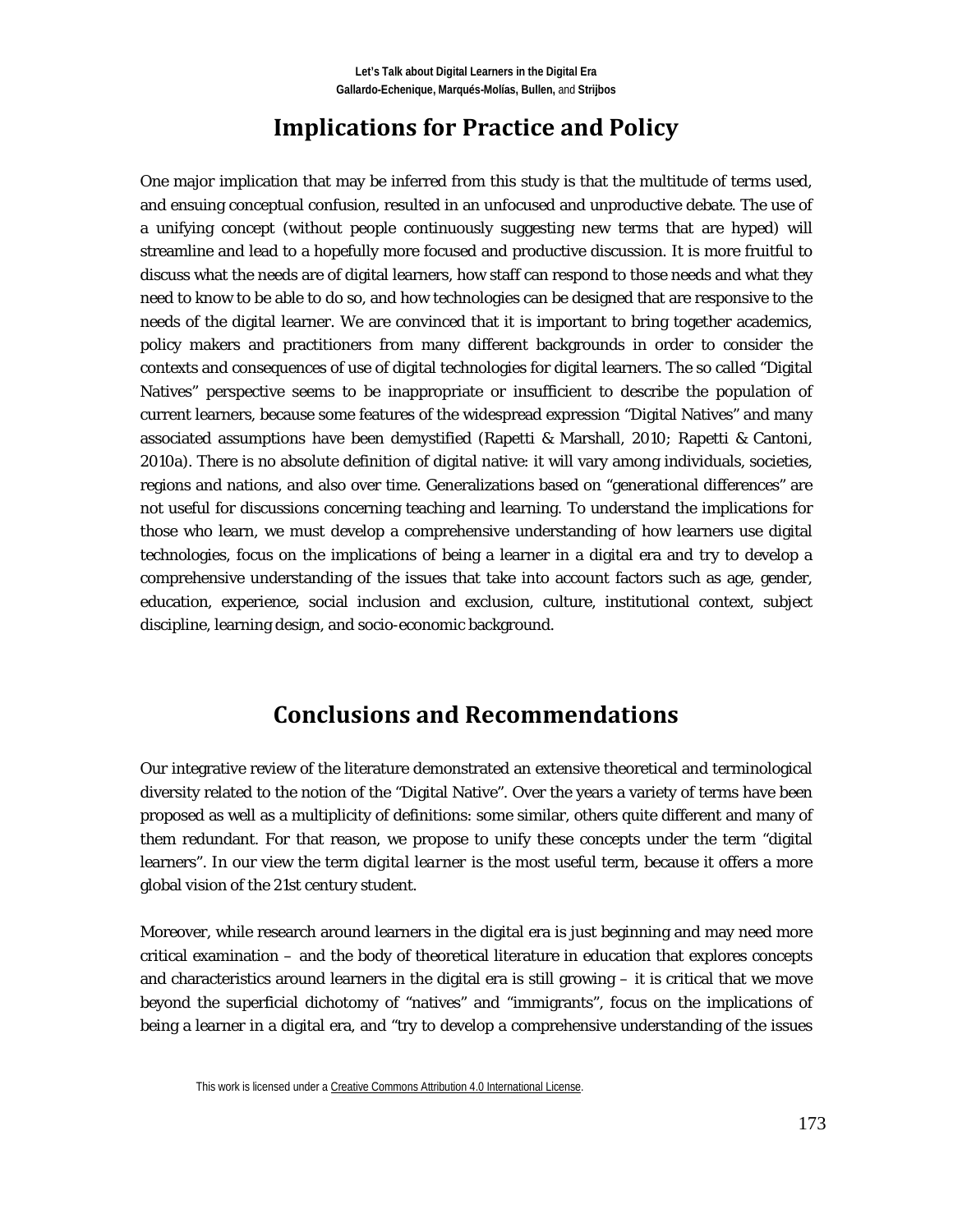## Implications for Practice and Policy

One major implication that may be inferred from this study is that the multitude of terms used, and ensuing conceptual confusion, resulted in an unfocused and unproductive debate. The use of a unifying concept (without people continuously suggesting new terms that are hyped) will streamline and lead to a hopefully more focused and productive discussion. It is more fruitful to discuss what the needs are of digital learners, how staff can respond to those needs and what they need to know to be able to do so, and how technologies can be designed that are responsive to the needs of the digital learner. We are convinced that it is important to bring together academics, policy makers and practitioners from many different backgrounds in order to consider the contexts and consequences of use of digital technologies for digital learners. The so called "Digital Natives" perspective seems to be inappropriate or insufficient to describe the population of current learners, because some features of the widespread expression "Digital Natives" and many associated assumptions have been demystified (Rapetti & Marshall, 2010; Rapetti & Cantoni, 2010a). There is no absolute definition of digital native: it will vary among individuals, societies, regions and nations, and also over time. Generalizations based on "generational differences" are not useful for discussions concerning teaching and learning. To understand the implications for those who learn, we must develop a comprehensive understanding of how learners use digital technologies, focus on the implications of being a learner in a digital era and try to develop a comprehensive understanding of the issues that take into account factors such as age, gender, education, experience, social inclusion and exclusion, culture, institutional context, subject discipline, learning design, and socio-economic background.

## Conclusions and Recommendations

Our integrative review of the literature demonstrated an extensive theoretical and terminological diversity related to the notion of the "Digital Native". Over the years a variety of terms have been proposed as well as a multiplicity of definitions: some similar, others quite different and many of them redundant. For that reason, we propose to unify these concepts under the term "digital learners". In our view the term *digital learner* is the most useful term, because it offers a more global vision of the 21st century student.

Moreover, while research around learners in the digital era is just beginning and may need more critical examination – and the body of theoretical literature in education that explores concepts and characteristics around learners in the digital era is still growing – it is critical that we move beyond the superficial dichotomy of "natives" and "immigrants", focus on the implications of being a learner in a digital era, and "try to develop a comprehensive understanding of the issues

This work is licensed under a Creative Commons Attribution 4.0 International License.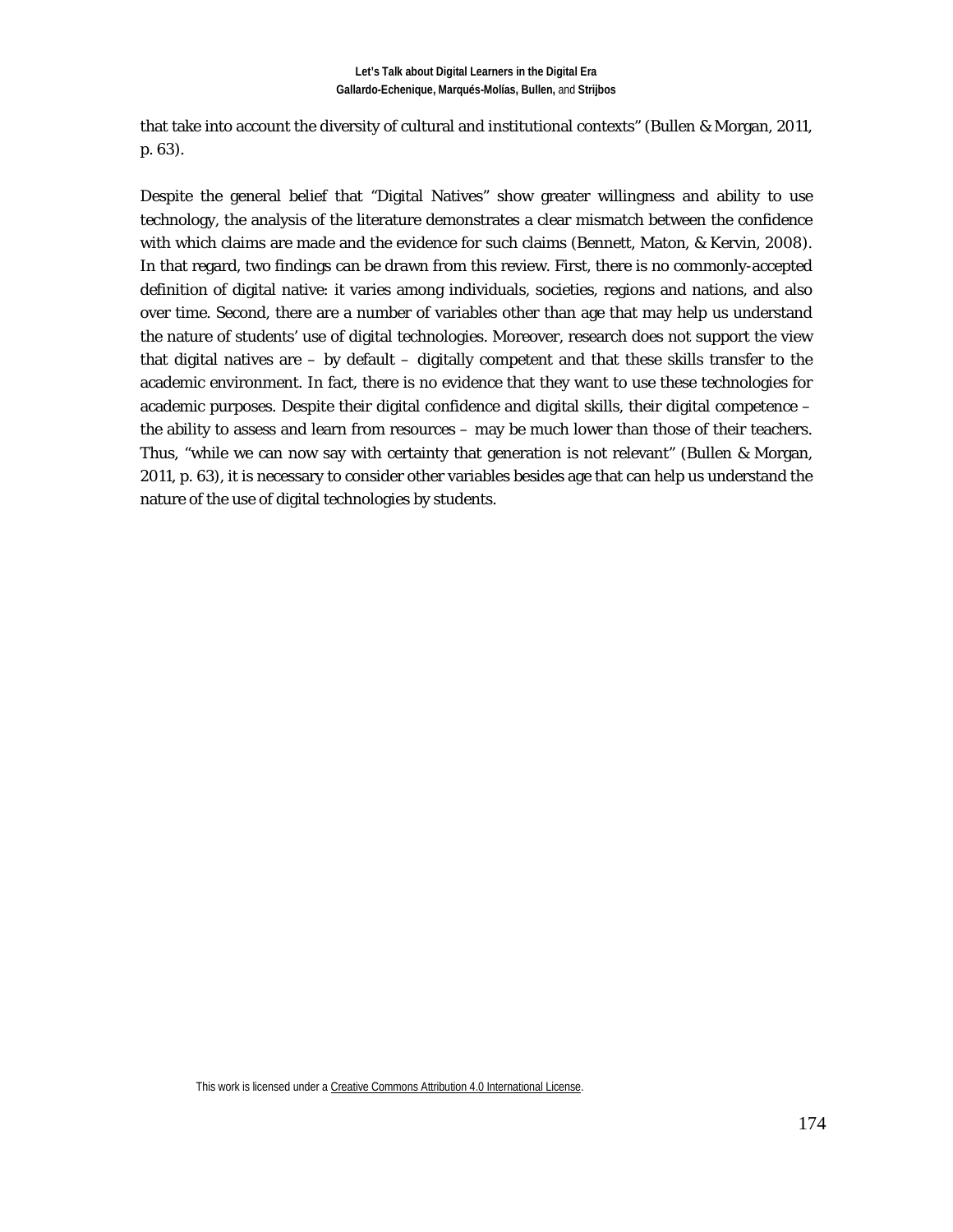that take into account the diversity of cultural and institutional contexts" (Bullen & Morgan, 2011, p. 63).

Despite the general belief that "Digital Natives" show greater willingness and ability to use technology, the analysis of the literature demonstrates a clear mismatch between the confidence with which claims are made and the evidence for such claims (Bennett, Maton, & Kervin, 2008). In that regard, two findings can be drawn from this review. First, there is no commonly-accepted definition of digital native: it varies among individuals, societies, regions and nations, and also over time. Second, there are a number of variables other than age that may help us understand the nature of students' use of digital technologies. Moreover, research does not support the view that digital natives are – by default – digitally competent and that these skills transfer to the academic environment. In fact, there is no evidence that they want to use these technologies for academic purposes. Despite their digital confidence and digital skills, their digital competence – the ability to assess and learn from resources – may be much lower than those of their teachers. Thus, "while we can now say with certainty that generation is not relevant" (Bullen & Morgan, 2011, p. 63), it is necessary to consider other variables besides age that can help us understand the nature of the use of digital technologies by students.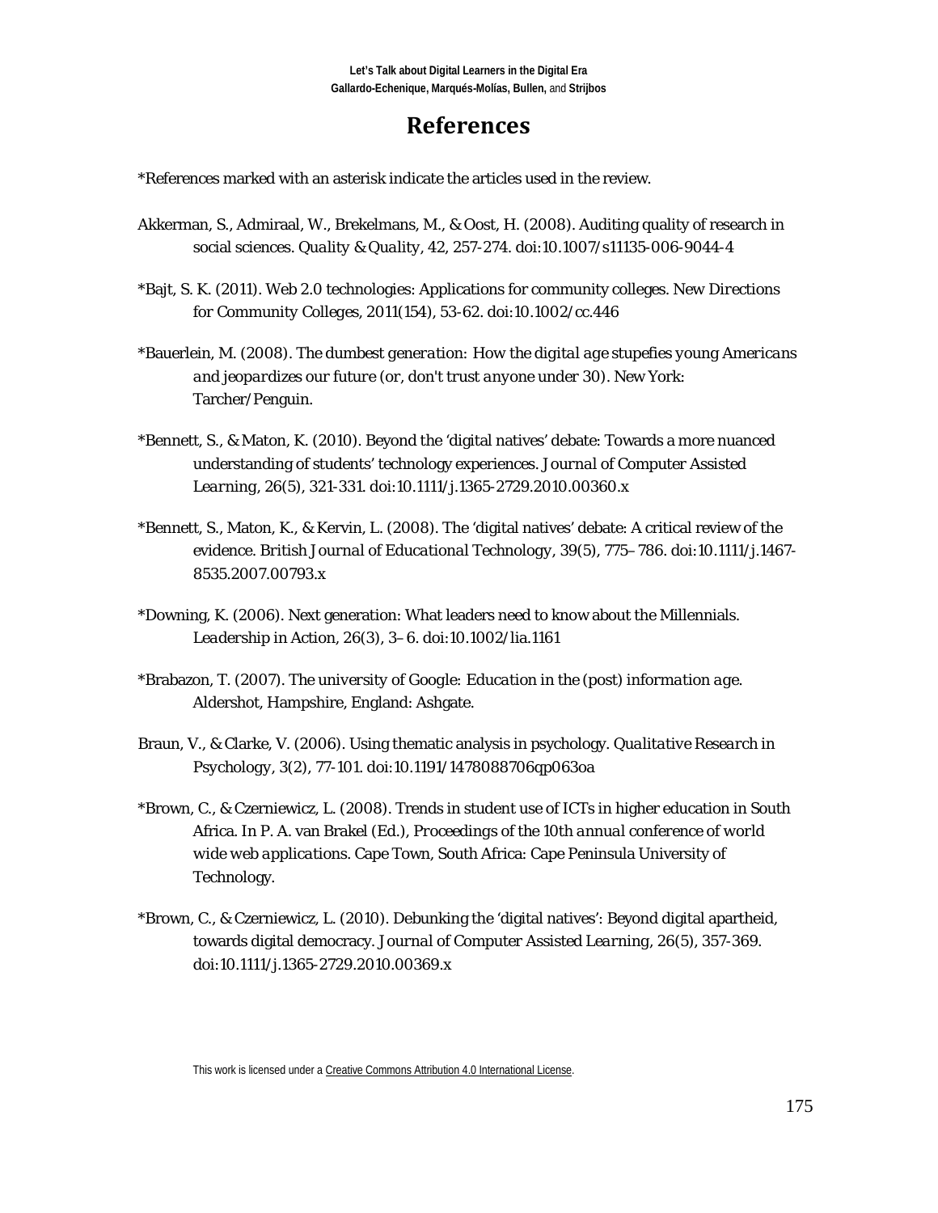# References

*References marked with an asterisk indicate the articles used in the review.

Akkerman, S., Admiraal, W., Brekelmans, M., & Oost, H. (2008). Auditing quality of research in social sciences. *Quality & Quality, 42*, 257-274. doi:10.1007/s11135-006-9044-4

*Bajt, S. K. (2011). Web 2.0 technologies: Applications for community colleges. *New Directions for Community Colleges, 2011*(154), 53-62. doi:10.1002/cc.446

*Bauerlein, M. (2008). *The dumbest generation: How the digital age stupefies young Americans and jeopardizes our future (or, don't trust anyone under 30)*. New York: Tarcher/Penguin.

*Bennett, S., & Maton, K. (2010). Beyond the 'digital natives' debate: Towards a more nuanced understanding of students' technology experiences. *Journal of Computer Assisted Learning, 26*(5), 321-331. doi:10.1111/j.1365-2729.2010.00360.x

*Bennett, S., Maton, K., & Kervin, L. (2008). The 'digital natives' debate: A critical review of the evidence. *British Journal of Educational Technology, 39*(5), 775–786. doi:10.1111/j.1467-8535.2007.00793.x

*Downing, K. (2006). Next generation: What leaders need to know about the Millennials. *Leadership in Action, 26*(3), 3–6. doi:10.1002/lia.1161

*Brabazon, T. (2007). *The university of Google: Education in the (post) information age*. Aldershot, Hampshire, England: Ashgate.

Braun, V., & Clarke, V. (2006). Using thematic analysis in psychology. *Qualitative Research in Psychology, 3*(2), 77-101. doi:10.1191/1478088706qp063oa

*Brown, C., & Czerniewicz, L. (2008). Trends in student use of ICTs in higher education in South Africa. In P. A. van Brakel (Ed.), *Proceedings of the 10th annual conference of world wide web applications*. Cape Town, South Africa: Cape Peninsula University of Technology.

*Brown, C., & Czerniewicz, L. (2010). Debunking the 'digital natives': Beyond digital apartheid, towards digital democracy. *Journal of Computer Assisted Learning, 26*(5), 357-369. doi:10.1111/j.1365-2729.2010.00369.x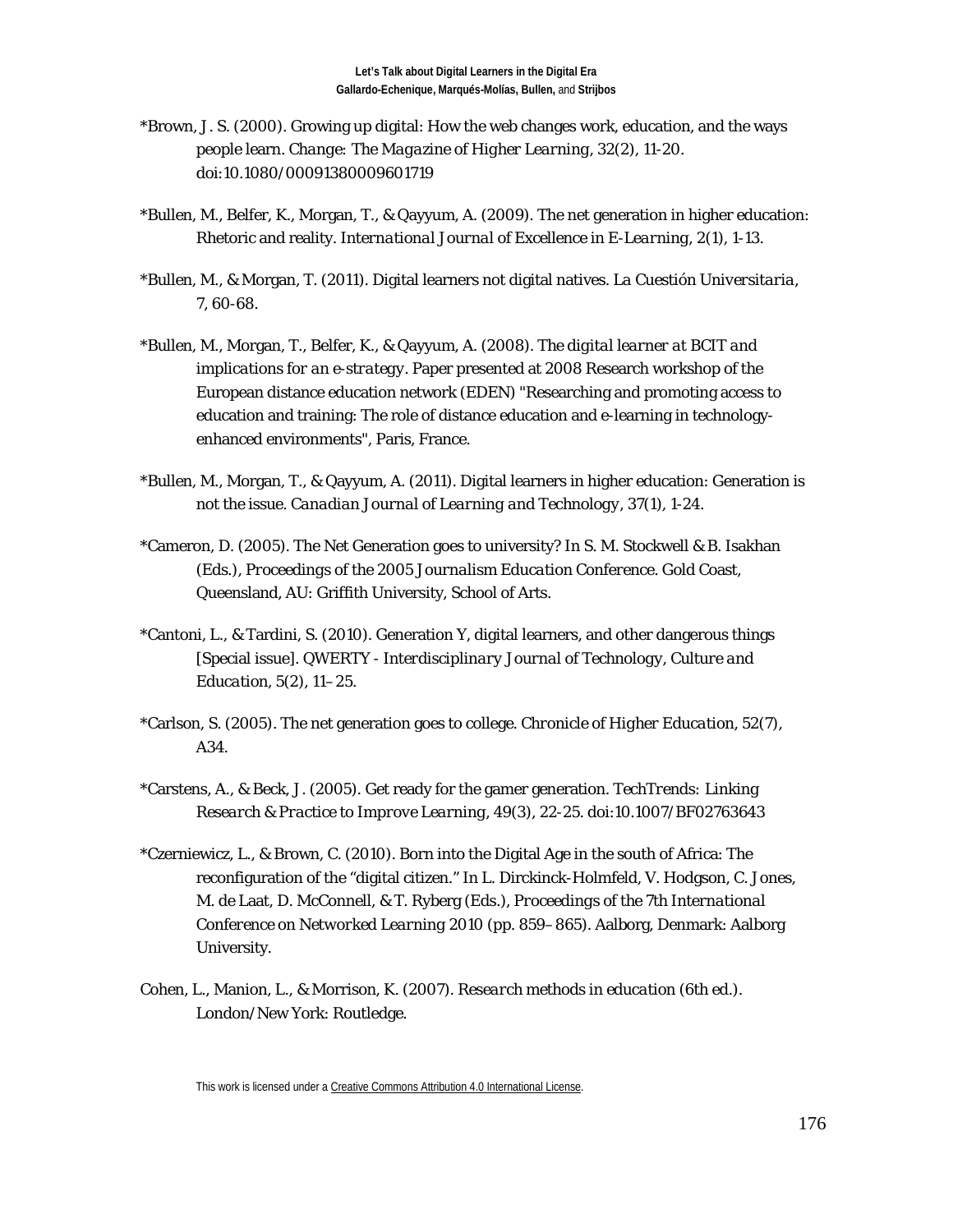*Brown, J. S. (2000). Growing up digital: How the web changes work, education, and the ways people learn. *Change: The Magazine of Higher Learning, 32*(2), 11-20. doi:10.1080/00091380009601719

*Bullen, M., Belfer, K., Morgan, T., & Qayyum, A. (2009). The net generation in higher education: Rhetoric and reality. *International Journal of Excellence in E-Learning, 2*(1), 1-13.

*Bullen, M., & Morgan, T. (2011). Digital learners not digital natives. *La Cuestión Universitaria, 7*, 60-68.

*Bullen, M., Morgan, T., Belfer, K., & Qayyum, A. (2008). *The digital learner at BCIT and implications for an e-strategy*. Paper presented at 2008 Research workshop of the European distance education network (EDEN) "Researching and promoting access to education and training: The role of distance education and e-learning in technology-enhanced environments", Paris, France.

*Bullen, M., Morgan, T., & Qayyum, A. (2011). Digital learners in higher education: Generation is not the issue. *Canadian Journal of Learning and Technology, 37*(1), 1-24.

*Cameron, D. (2005). The Net Generation goes to university? In S. M. Stockwell & B. Isakhan (Eds.), *Proceedings of the 2005 Journalism Education Conference*. Gold Coast, Queensland, AU: Griffith University, School of Arts.

*Cantoni, L., & Tardini, S. (2010). Generation Y, digital learners, and other dangerous things [Special issue]. *QWERTY - Interdisciplinary Journal of Technology, Culture and Education, 5*(2), 11–25.

*Carlson, S. (2005). The net generation goes to college. *Chronicle of Higher Education, 52*(7), A34.

*Carstens, A., & Beck, J. (2005). Get ready for the gamer generation. *TechTrends: Linking Research & Practice to Improve Learning, 49*(3), 22-25. doi:10.1007/BF02763643

*Czerniewicz, L., & Brown, C. (2010). Born into the Digital Age in the south of Africa: The reconfiguration of the "digital citizen." In L. Dirckinck-Holmfeld, V. Hodgson, C. Jones, M. de Laat, D. McConnell, & T. Ryberg (Eds.), *Proceedings of the 7th International Conference on Networked Learning 2010* (pp. 859–865). Aalborg, Denmark: Aalborg University.

Cohen, L., Manion, L., & Morrison, K. (2007). *Research methods in education* (6th ed.). London/New York: Routledge.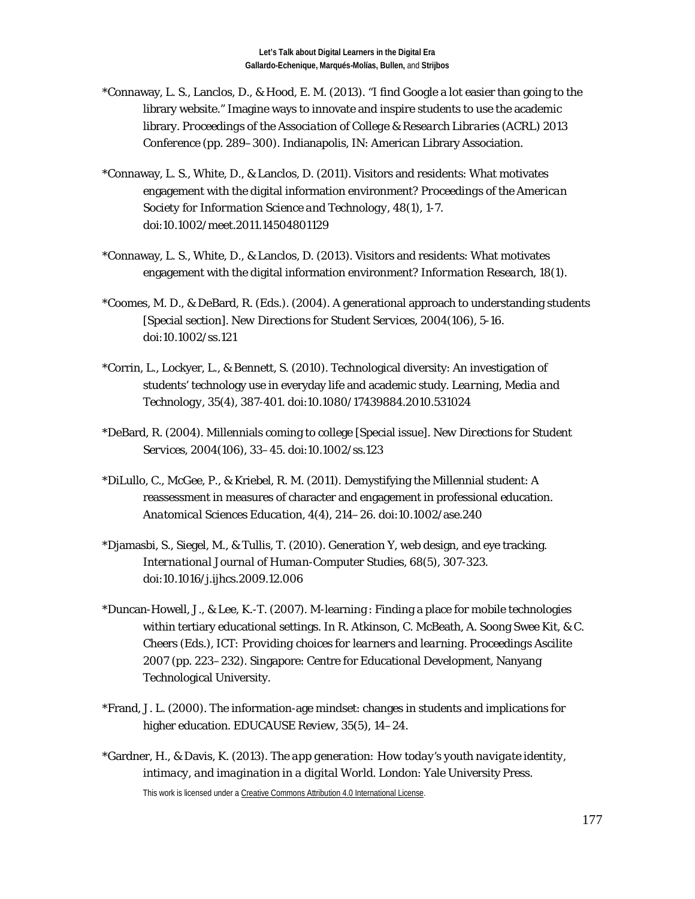*Connaway, L. S., Lanclos, D., & Hood, E. M. (2013). "I find Google a lot easier than going to the library website." Imagine ways to innovate and inspire students to use the academic library. *Proceedings of the Association of College & Research Libraries* (ACRL) 2013 Conference (pp. 289–300). Indianapolis, IN: American Library Association.

*Connaway, L. S., White, D., & Lanclos, D. (2011). Visitors and residents: What motivates engagement with the digital information environment? *Proceedings of the American Society for Information Science and Technology*, 48(1), 1-7. doi:10.1002/meet.2011.14504801129

*Connaway, L. S., White, D., & Lanclos, D. (2013). Visitors and residents: What motivates engagement with the digital information environment? *Information Research*, 18(1).

*Coomes, M. D., & DeBard, R. (Eds.). (2004). A generational approach to understanding students [Special section]. *New Directions for Student Services*, 2004(106), 5-16. doi:10.1002/ss.121

*Corrin, L., Lockyer, L., & Bennett, S. (2010). Technological diversity: An investigation of students' technology use in everyday life and academic study. *Learning, Media and Technology*, 35(4), 387-401. doi:10.1080/17439884.2010.531024

*DeBard, R. (2004). Millennials coming to college [Special issue]. *New Directions for Student Services*, 2004(106), 33–45. doi:10.1002/ss.123

*DiLullo, C., McGee, P., & Kriebel, R. M. (2011). Demystifying the Millennial student: A reassessment in measures of character and engagement in professional education. *Anatomical Sciences Education*, 4(4), 214–26. doi:10.1002/ase.240

*Djamasbi, S., Siegel, M., & Tullis, T. (2010). Generation Y, web design, and eye tracking. *International Journal of Human-Computer Studies*, 68(5), 307-323. doi:10.1016/j.ijhcs.2009.12.006

*Duncan-Howell, J., & Lee, K.-T. (2007). M-learning : Finding a place for mobile technologies within tertiary educational settings. In R. Atkinson, C. McBeath, A. Soong Swee Kit, & C. Cheers (Eds.), *ICT: Providing choices for learners and learning. Proceedings Ascilite 2007* (pp. 223–232). Singapore: Centre for Educational Development, Nanyang Technological University.

*Frand, J. L. (2000). The information-age mindset: changes in students and implications for higher education. EDUCAUSE Review, 35(5), 14–24.

*Gardner, H., & Davis, K. (2013). *The app generation: How today's youth navigate identity, intimacy, and imagination in a digital World*. London: Yale University Press.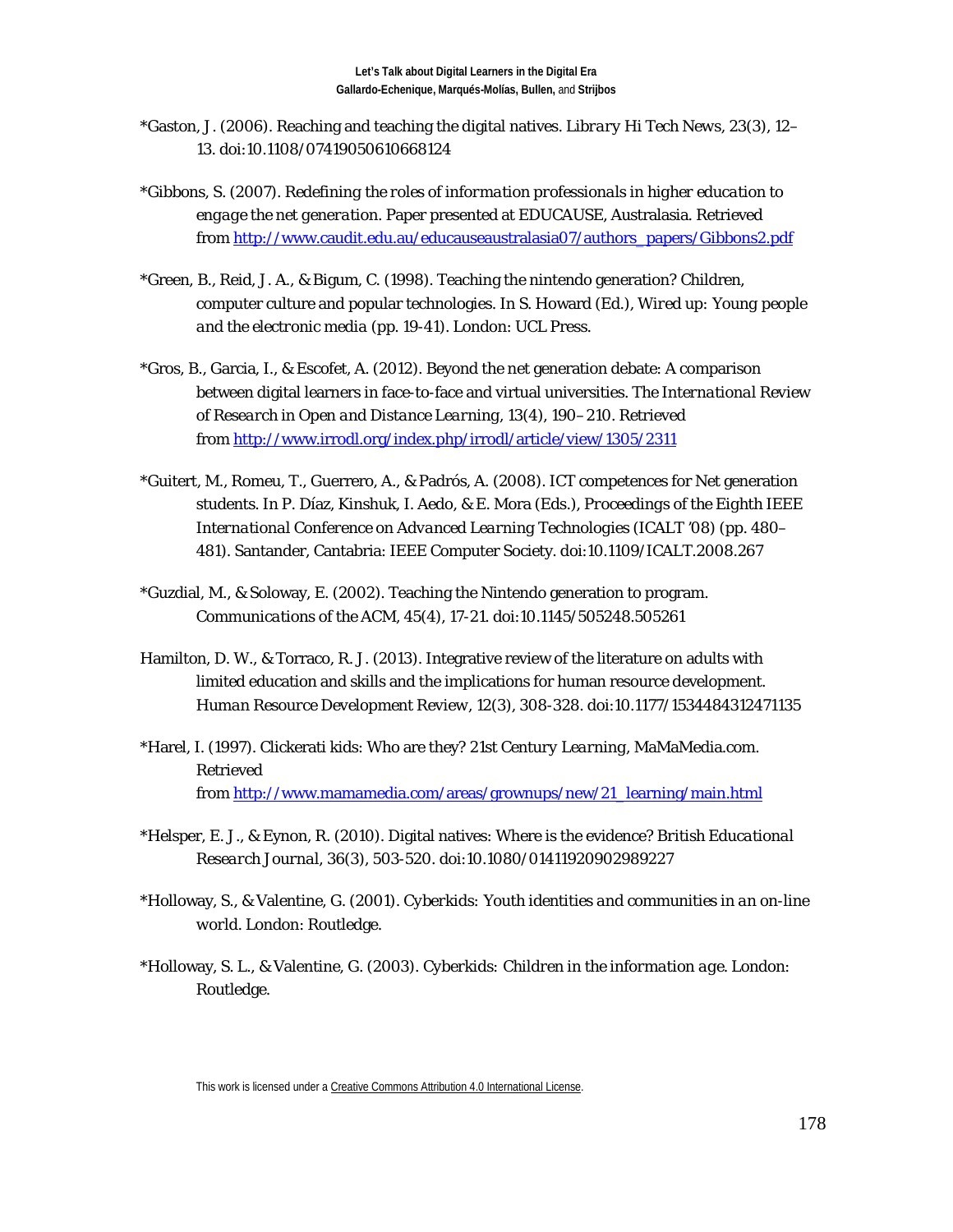*Gaston, J. (2006). Reaching and teaching the digital natives. *Library Hi Tech News, 23*(3), 12–13. doi:10.1108/07419050610668124

*Gibbons, S. (2007). *Redefining the roles of information professionals in higher education to engage the net generation.* Paper presented at EDUCAUSE, Australasia. Retrieved from http://www.caudit.edu.au/educauseaustralasia07/authors_papers/Gibbons2.pdf

*Green, B., Reid, J. A., & Bigum, C. (1998). Teaching the nintendo generation? Children, computer culture and popular technologies. In S. Howard (Ed.), *Wired up: Young people and the electronic media* (pp. 19-41). London: UCL Press.

*Gros, B., Garcia, I., & Escofet, A. (2012). Beyond the net generation debate: A comparison between digital learners in face-to-face and virtual universities. *The International Review of Research in Open and Distance Learning, 13*(4), 190–210. Retrieved from http://www.irrodl.org/index.php/irrodl/article/view/1305/2311

*Guitert, M., Romeu, T., Guerrero, A., & Padrós, A. (2008). ICT competences for Net generation students. In P. Díaz, Kinshuk, I. Aedo, & E. Mora (Eds.), *Proceedings of the Eighth IEEE International Conference on Advanced Learning Technologies (ICALT '08)* (pp. 480–481). Santander, Cantabria: IEEE Computer Society. doi:10.1109/ICALT.2008.267

*Guzdial, M., & Soloway, E. (2002). Teaching the Nintendo generation to program. *Communications of the ACM, 45*(4), 17-21. doi:10.1145/505248.505261

Hamilton, D. W., & Torraco, R. J. (2013). Integrative review of the literature on adults with limited education and skills and the implications for human resource development. *Human Resource Development Review, 12*(3), 308-328. doi:10.1177/1534484312471135

*Harel, I. (1997). Clickerati kids: Who are they? *21st Century Learning*, MaMaMedia.com. Retrieved from http://www.mamamedia.com/areas/grownups/new/21_learning/main.html

*Helsper, E. J., & Eynon, R. (2010). Digital natives: Where is the evidence? *British Educational Research Journal, 36*(3), 503-520. doi:10.1080/01411920902989227

*Holloway, S., & Valentine, G. (2001). *Cyberkids: Youth identities and communities in an on-line world.* London: Routledge.

*Holloway, S. L., & Valentine, G. (2003). *Cyberkids: Children in the information age.* London: Routledge.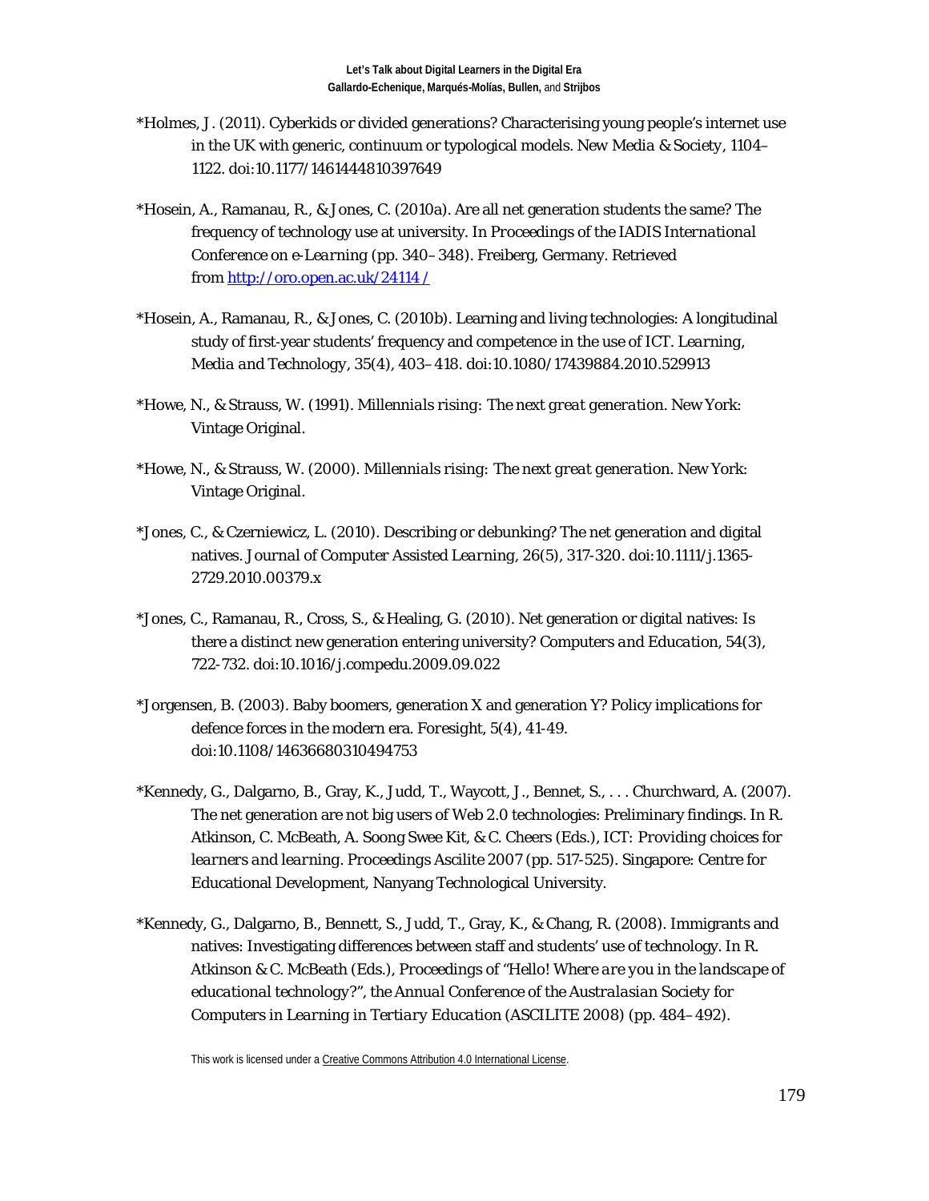*Holmes, J. (2011). Cyberkids or divided generations? Characterising young people's internet use in the UK with generic, continuum or typological models. *New Media & Society*, 1104–1122. doi:10.1177/1461444810397649

*Hosein, A., Ramanau, R., & Jones, C. (2010a). Are all net generation students the same? The frequency of technology use at university. In *Proceedings of the IADIS International Conference on e-Learning* (pp. 340–348). Freiberg, Germany. Retrieved from [http://oro.open.ac.uk/24114/](http://oro.open.ac.uk/24114/)

*Hosein, A., Ramanau, R., & Jones, C. (2010b). Learning and living technologies: A longitudinal study of first-year students' frequency and competence in the use of ICT. *Learning, Media and Technology*, 35(4), 403–418. doi:10.1080/17439884.2010.529913

*Howe, N., & Strauss, W. (1991). *Millennials rising: The next great generation*. New York: Vintage Original.

*Howe, N., & Strauss, W. (2000). *Millennials rising: The next great generation*. New York: Vintage Original.

*Jones, C., & Czerniewicz, L. (2010). Describing or debunking? The net generation and digital natives. *Journal of Computer Assisted Learning*, 26(5), 317-320. doi:10.1111/j.1365-2729.2010.00379.x

*Jones, C., Ramanau, R., Cross, S., & Healing, G. (2010). Net generation or digital natives: Is there a distinct new generation entering university? *Computers and Education*, 54(3), 722-732. doi:10.1016/j.compedu.2009.09.022

*Jorgensen, B. (2003). Baby boomers, generation X and generation Y? Policy implications for defence forces in the modern era. *Foresight*, 5(4), 41-49. doi:10.1108/14636680310494753

*Kennedy, G., Dalgarno, B., Gray, K., Judd, T., Waycott, J., Bennet, S., . . . Churchward, A. (2007). The net generation are not big users of Web 2.0 technologies: Preliminary findings. In R. Atkinson, C. McBeath, A. Soong Swee Kit, & C. Cheers (Eds.), *ICT: Providing choices for learners and learning. Proceedings Ascilite 2007* (pp. 517-525). Singapore: Centre for Educational Development, Nanyang Technological University.

*Kennedy, G., Dalgarno, B., Bennett, S., Judd, T., Gray, K., & Chang, R. (2008). Immigrants and natives: Investigating differences between staff and students' use of technology. In R. Atkinson & C. McBeath (Eds.), *Proceedings of "Hello! Where are you in the landscape of educational technology?", the Annual Conference of the Australasian Society for Computers in Learning in Tertiary Education (ASCILITE 2008)* (pp. 484–492).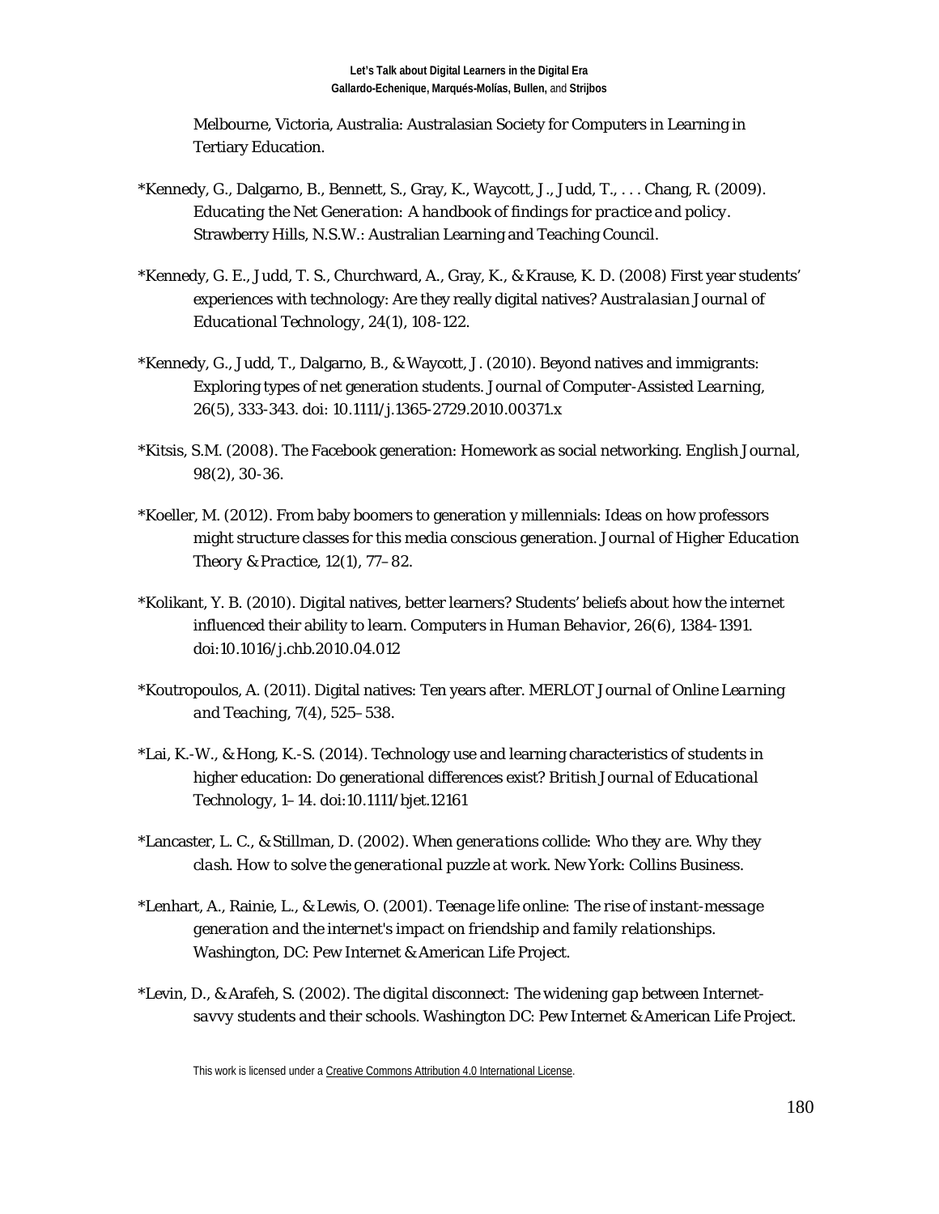Melbourne, Victoria, Australia: Australasian Society for Computers in Learning in Tertiary Education.

*Kennedy, G., Dalgarno, B., Bennett, S., Gray, K., Waycott, J., Judd, T., . . . Chang, R. (2009). *Educating the Net Generation: A handbook of findings for practice and policy*. Strawberry Hills, N.S.W.: Australian Learning and Teaching Council.

*Kennedy, G. E., Judd, T. S., Churchward, A., Gray, K., & Krause, K. D. (2008) First year students' experiences with technology: Are they really digital natives? *Australasian Journal of Educational Technology, 24*(1), 108-122.

*Kennedy, G., Judd, T., Dalgarno, B., & Waycott, J. (2010). Beyond natives and immigrants: Exploring types of net generation students. *Journal of Computer-Assisted Learning, 26*(5), 333-343. doi: 10.1111/j.1365-2729.2010.00371.x

*Kitsis, S.M. (2008). The Facebook generation: Homework as social networking. *English Journal, 98*(2), 30-36.

*Koeller, M. (2012). From baby boomers to generation y millennials: Ideas on how professors might structure classes for this media conscious generation. *Journal of Higher Education Theory & Practice, 12*(1), 77–82.

*Kolikant, Y. B. (2010). Digital natives, better learners? Students' beliefs about how the internet influenced their ability to learn. *Computers in Human Behavior, 26*(6), 1384-1391. doi:10.1016/j.chb.2010.04.012

*Koutropoulos, A. (2011). Digital natives: Ten years after. *MERLOT Journal of Online Learning and Teaching, 7*(4), 525–538.

*Lai, K.-W., & Hong, K.-S. (2014). Technology use and learning characteristics of students in higher education: Do generational differences exist? *British Journal of Educational Technology*, 1–14. doi:10.1111/bjet.12161

*Lancaster, L. C., & Stillman, D. (2002). *When generations collide: Who they are. Why they clash. How to solve the generational puzzle at work*. New York: Collins Business.

*Lenhart, A., Rainie, L., & Lewis, O. (2001). *Teenage life online: The rise of instant-message generation and the internet's impact on friendship and family relationships*. Washington, DC: Pew Internet & American Life Project.

*Levin, D., & Arafeh, S. (2002). *The digital disconnect: The widening gap between Internet-savvy students and their schools*. Washington DC: Pew Internet & American Life Project.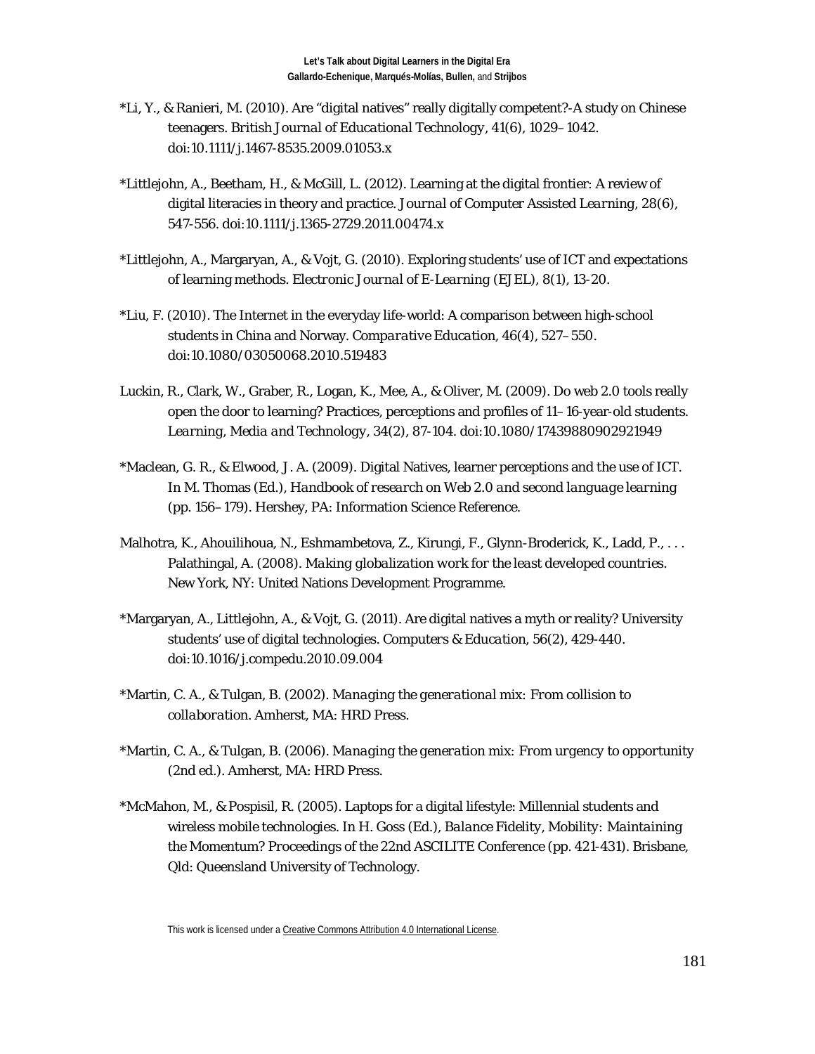*Li, Y., & Ranieri, M. (2010). Are "digital natives" really digitally competent?-A study on Chinese teenagers. *British Journal of Educational Technology, 41*(6), 1029–1042. doi:10.1111/j.1467-8535.2009.01053.x

*Littlejohn, A., Beetham, H., & McGill, L. (2012). Learning at the digital frontier: A review of digital literacies in theory and practice. *Journal of Computer Assisted Learning, 28*(6), 547-556. doi:10.1111/j.1365-2729.2011.00474.x

*Littlejohn, A., Margaryan, A., & Vojt, G. (2010). Exploring students' use of ICT and expectations of learning methods. *Electronic Journal of E-Learning (EJEL), 8*(1), 13-20.

*Liu, F. (2010). The Internet in the everyday life-world: A comparison between high-school students in China and Norway. *Comparative Education, 46*(4), 527–550. doi:10.1080/03050068.2010.519483

Luckin, R., Clark, W., Graber, R., Logan, K., Mee, A., & Oliver, M. (2009). Do web 2.0 tools really open the door to learning? Practices, perceptions and profiles of 11–16-year-old students. *Learning, Media and Technology, 34*(2), 87-104. doi:10.1080/17439880902921949

*Maclean, G. R., & Elwood, J. A. (2009). Digital Natives, learner perceptions and the use of ICT. In M. Thomas (Ed.), *Handbook of research on Web 2.0 and second language learning* (pp. 156–179). Hershey, PA: Information Science Reference.

Malhotra, K., Ahouilihoua, N., Eshmambetova, Z., Kirungi, F., Glynn-Broderick, K., Ladd, P., . . . Palathingal, A. (2008). *Making globalization work for the least developed countries*. New York, NY: United Nations Development Programme.

*Margaryan, A., Littlejohn, A., & Vojt, G. (2011). Are digital natives a myth or reality? University students' use of digital technologies. *Computers & Education, 56*(2), 429-440. doi:10.1016/j.compedu.2010.09.004

*Martin, C. A., & Tulgan, B. (2002). *Managing the generational mix: From collision to collaboration*. Amherst, MA: HRD Press.

*Martin, C. A., & Tulgan, B. (2006). *Managing the generation mix: From urgency to opportunity* (2nd ed.). Amherst, MA: HRD Press.

*McMahon, M., & Pospisil, R. (2005). Laptops for a digital lifestyle: Millennial students and wireless mobile technologies. In H. Goss (Ed.), *Balance Fidelity, Mobility: Maintaining the Momentum? Proceedings of the 22nd ASCILITE Conference* (pp. 421-431). Brisbane, Qld: Queensland University of Technology.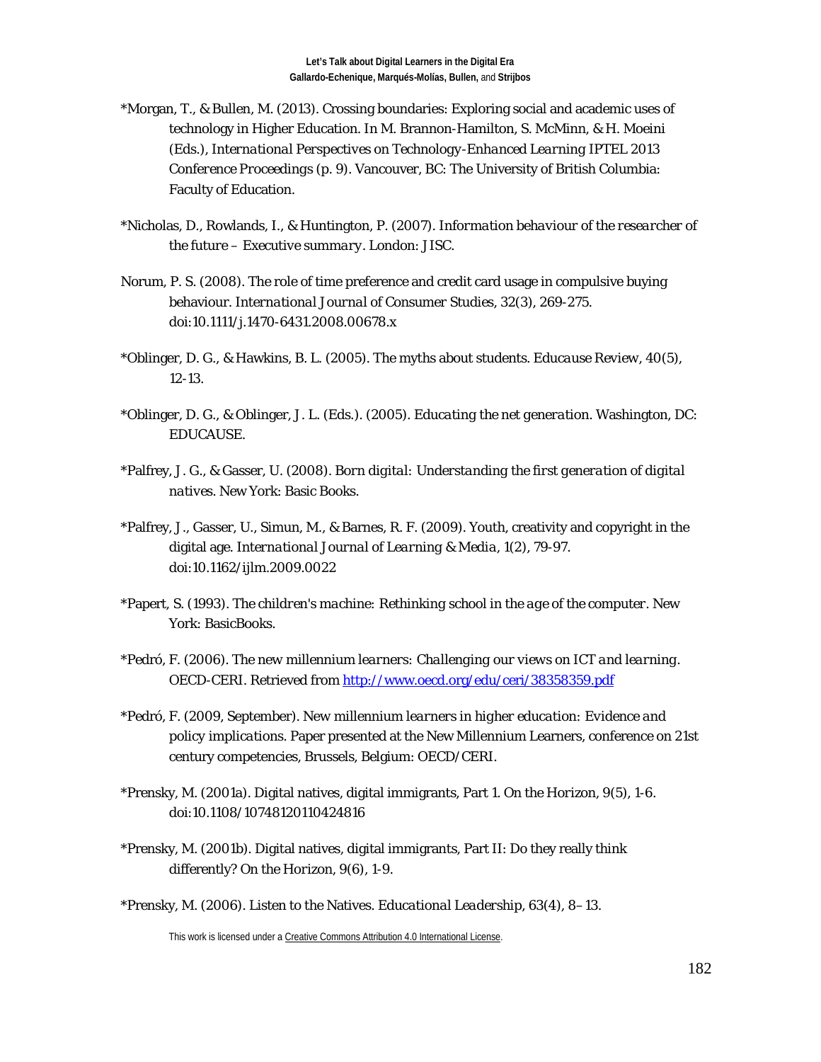*Morgan, T., & Bullen, M. (2013). Crossing boundaries: Exploring social and academic uses of technology in Higher Education. In M. Brannon-Hamilton, S. McMinn, & H. Moeini (Eds.), *International Perspectives on Technology-Enhanced Learning IPTEL 2013 Conference Proceedings* (p. 9). Vancouver, BC: The University of British Columbia: Faculty of Education.

*Nicholas, D., Rowlands, I., & Huntington, P. (2007). *Information behaviour of the researcher of the future – Executive summary*. London: JISC.

Norum, P. S. (2008). The role of time preference and credit card usage in compulsive buying behaviour. *International Journal of Consumer Studies, 32*(3), 269-275. doi:10.1111/j.1470-6431.2008.00678.x

*Oblinger, D. G., & Hawkins, B. L. (2005). The myths about students. *Educause Review, 40*(5), 12-13.

*Oblinger, D. G., & Oblinger, J. L. (Eds.). (2005). *Educating the net generation*. Washington, DC: EDUCAUSE.

*Palfrey, J. G., & Gasser, U. (2008). *Born digital: Understanding the first generation of digital natives*. New York: Basic Books.

*Palfrey, J., Gasser, U., Simun, M., & Barnes, R. F. (2009). Youth, creativity and copyright in the digital age. *International Journal of Learning & Media, 1*(2), 79-97. doi:10.1162/ijlm.2009.0022

*Papert, S. (1993). *The children's machine: Rethinking school in the age of the computer*. New York: BasicBooks.

*Pedró, F. (2006). *The new millennium learners: Challenging our views on ICT and learning*. OECD-CERI. Retrieved from http://www.oecd.org/edu/ceri/38358359.pdf

*Pedró, F. (2009, September). *New millennium learners in higher education: Evidence and policy implications*. Paper presented at the New Millennium Learners, conference on 21st century competencies, Brussels, Belgium: OECD/CERI.

*Prensky, M. (2001a). Digital natives, digital immigrants, Part 1. *On the Horizon, 9*(5), 1-6. doi:10.1108/10748120110424816

*Prensky, M. (2001b). Digital natives, digital immigrants, Part II: Do they really think differently? *On the Horizon, 9*(6), 1-9.

*Prensky, M. (2006). Listen to the Natives. *Educational Leadership, 63*(4), 8–13.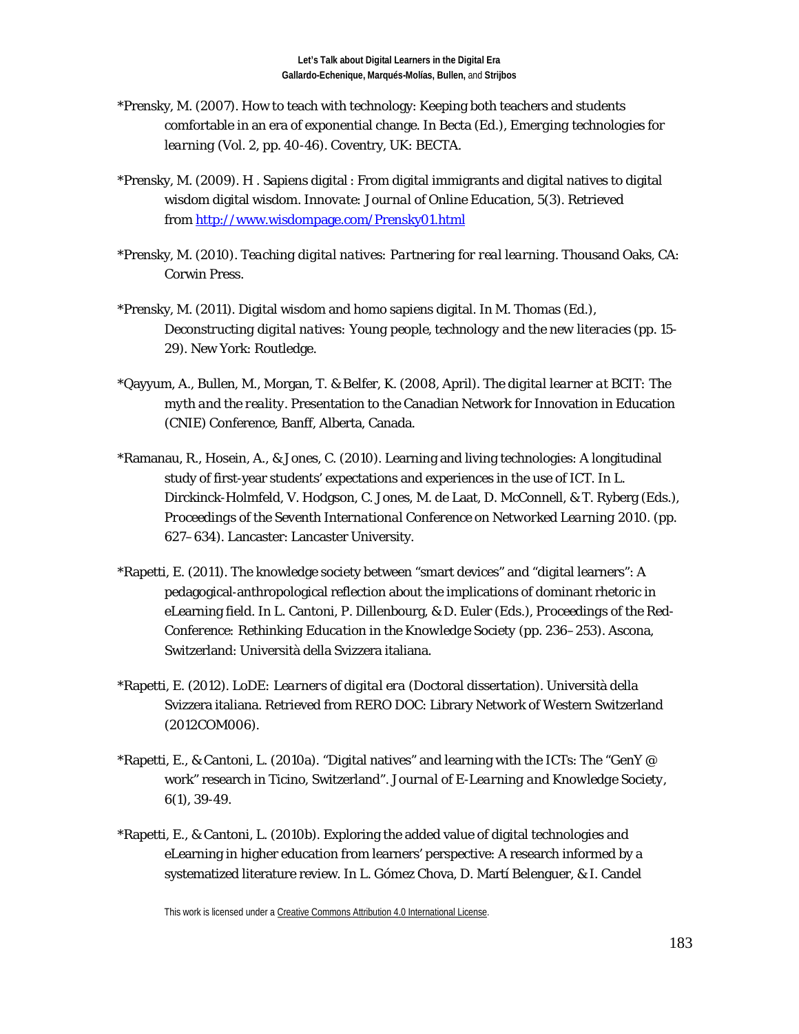*Prensky, M. (2007). How to teach with technology: Keeping both teachers and students comfortable in an era of exponential change. In Becta (Ed.), *Emerging technologies for learning* (Vol. 2, pp. 40-46). Coventry, UK: BECTA.

*Prensky, M. (2009). H . Sapiens digital : From digital immigrants and digital natives to digital wisdom digital wisdom. *Innovate: Journal of Online Education, 5*(3). Retrieved from http://www.wisdompage.com/Prensky01.html

*Prensky, M. (2010). *Teaching digital natives: Partnering for real learning*. Thousand Oaks, CA: Corwin Press.

*Prensky, M. (2011). Digital wisdom and homo sapiens digital. In M. Thomas (Ed.), *Deconstructing digital natives: Young people, technology and the new literacies* (pp. 15-29). New York: Routledge.

*Qayyum, A., Bullen, M., Morgan, T. & Belfer, K. (2008, April). *The digital learner at BCIT: The myth and the reality*. Presentation to the Canadian Network for Innovation in Education (CNIE) Conference, Banff, Alberta, Canada.

*Ramanau, R., Hosein, A., & Jones, C. (2010). Learning and living technologies: A longitudinal study of first-year students' expectations and experiences in the use of ICT. In L. Dirckinck-Holmfeld, V. Hodgson, C. Jones, M. de Laat, D. McConnell, & T. Ryberg (Eds.), *Proceedings of the Seventh International Conference on Networked Learning 2010*. (pp. 627–634). Lancaster: Lancaster University.

*Rapetti, E. (2011). The knowledge society between "smart devices" and "digital learners": A pedagogical-anthropological reflection about the implications of dominant rhetoric in eLearning field. In L. Cantoni, P. Dillenbourg, & D. Euler (Eds.), *Proceedings of the Red-Conference: Rethinking Education in the Knowledge Society* (pp. 236–253). Ascona, Switzerland: Università della Svizzera italiana.

*Rapetti, E. (2012). *LoDE: Learners of digital era* (Doctoral dissertation). Università della Svizzera italiana. Retrieved from RERO DOC: Library Network of Western Switzerland (2012COM006).

*Rapetti, E., & Cantoni, L. (2010a). "Digital natives" and learning with the ICTs: The "GenY @ work" research in Ticino, Switzerland". *Journal of E-Learning and Knowledge Society, 6*(1), 39-49.

*Rapetti, E., & Cantoni, L. (2010b). Exploring the added value of digital technologies and eLearning in higher education from learners' perspective: A research informed by a systematized literature review. In L. Gómez Chova, D. Martí Belenguer, & I. Candel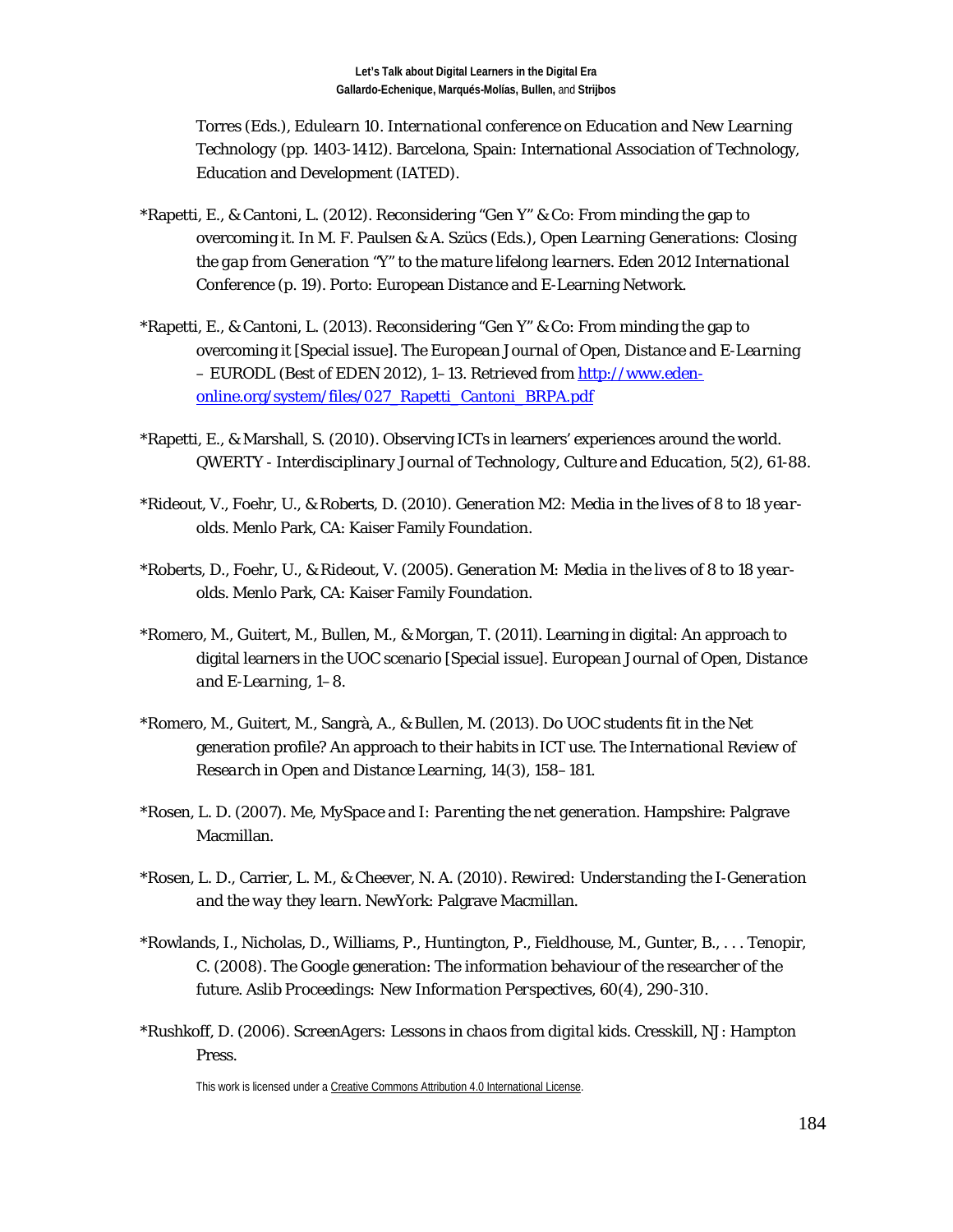Torres (Eds.), *Edulearn 10. International conference on Education and New Learning Technology* (pp. 1403-1412). Barcelona, Spain: International Association of Technology, Education and Development (IATED).

*Rapetti, E., & Cantoni, L. (2012). Reconsidering "Gen Y" & Co: From minding the gap to overcoming it. In M. F. Paulsen & A. Szücs (Eds.), *Open Learning Generations: Closing the gap from Generation "Y" to the mature lifelong learners. Eden 2012 International* Conference (p. 19). Porto: European Distance and E-Learning Network.

*Rapetti, E., & Cantoni, L. (2013). Reconsidering "Gen Y" & Co: From minding the gap to overcoming it [Special issue]. *The European Journal of Open, Distance and E-Learning – EURODL* (Best of EDEN 2012), 1–13. Retrieved from [http://www.eden-online.org/system/files/027_Rapetti_Cantoni_BRPA.pdf](http://www.eden-online.org/system/files/027_Rapetti_Cantoni_BRPA.pdf)

*Rapetti, E., & Marshall, S. (2010). Observing ICTs in learners' experiences around the world. *QWERTY - Interdisciplinary Journal of Technology, Culture and Education*, 5(2), 61-88.

*Rideout, V., Foehr, U., & Roberts, D. (2010). *Generation M2: Media in the lives of 8 to 18 year-olds.* Menlo Park, CA: Kaiser Family Foundation.

*Roberts, D., Foehr, U., & Rideout, V. (2005). *Generation M: Media in the lives of 8 to 18 year-olds.* Menlo Park, CA: Kaiser Family Foundation.

*Romero, M., Guitert, M., Bullen, M., & Morgan, T. (2011). Learning in digital: An approach to digital learners in the UOC scenario [Special issue]. *European Journal of Open, Distance and E-Learning*, 1–8.

*Romero, M., Guitert, M., Sangrà, A., & Bullen, M. (2013). Do UOC students fit in the Net generation profile? An approach to their habits in ICT use. *The International Review of Research in Open and Distance Learning*, 14(3), 158–181.

*Rosen, L. D. (2007). *Me, MySpace and I: Parenting the net generation.* Hampshire: Palgrave Macmillan.

*Rosen, L. D., Carrier, L. M., & Cheever, N. A. (2010). *Rewired: Understanding the I-Generation and the way they learn.* NewYork: Palgrave Macmillan.

*Rowlands, I., Nicholas, D., Williams, P., Huntington, P., Fieldhouse, M., Gunter, B., . . . Tenopir, C. (2008). The Google generation: The information behaviour of the researcher of the future. *Aslib Proceedings: New Information Perspectives*, 60(4), 290-310.

*Rushkoff, D. (2006). *ScreenAgers: Lessons in chaos from digital kids.* Cresskill, NJ: Hampton Press.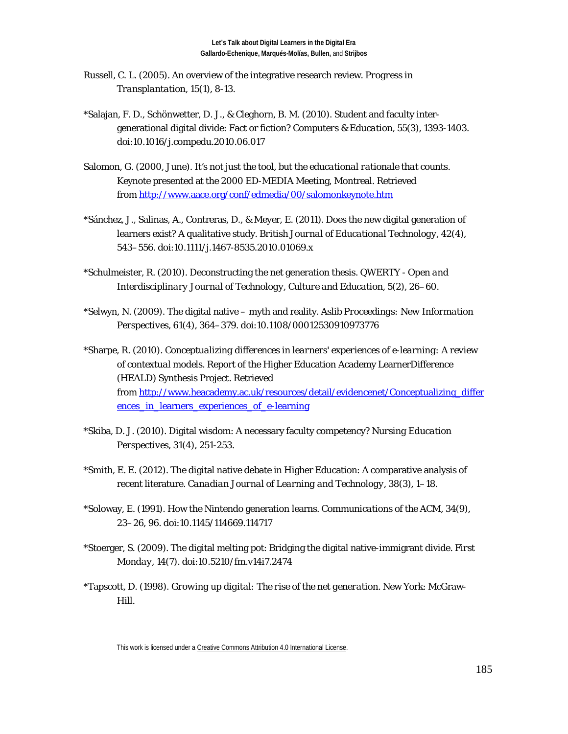Russell, C. L. (2005). An overview of the integrative research review. *Progress in Transplantation, 15*(1), 8-13.

*Salajan, F. D., Schönwetter, D. J., & Cleghorn, B. M. (2010). Student and faculty inter-generational digital divide: Fact or fiction? *Computers & Education, 55*(3), 1393-1403. doi:10.1016/j.compedu.2010.06.017

Salomon, G. (2000, June). *It's not just the tool, but the educational rationale that counts.* Keynote presented at the 2000 ED-MEDIA Meeting, Montreal. Retrieved from [http://www.aace.org/conf/edmedia/00/salomonkeynote.htm](http://www.aace.org/conf/edmedia/00/salomonkeynote.htm)

*Sánchez, J., Salinas, A., Contreras, D., & Meyer, E. (2011). Does the new digital generation of learners exist? A qualitative study. *British Journal of Educational Technology, 42*(4), 543–556. doi:10.1111/j.1467-8535.2010.01069.x

*Schulmeister, R. (2010). Deconstructing the net generation thesis. *QWERTY - Open and Interdisciplinary Journal of Technology, Culture and Education, 5*(2), 26–60.

*Selwyn, N. (2009). The digital native – myth and reality. *Aslib Proceedings: New Information Perspectives, 61*(4), 364–379. doi:10.1108/00012530910973776

*Sharpe, R. (2010). *Conceptualizing differences in learners' experiences of e-learning: A review of contextual models.* Report of the Higher Education Academy LearnerDifference (HEALD) Synthesis Project. Retrieved from [http://www.heacademy.ac.uk/resources/detail/evidencenet/Conceptualizing_differences_in_learners_experiences_of_e-learning](http://www.heacademy.ac.uk/resources/detail/evidencenet/Conceptualizing_differences_in_learners_experiences_of_e-learning)

*Skiba, D. J. (2010). Digital wisdom: A necessary faculty competency? *Nursing Education Perspectives, 31*(4), 251-253.

*Smith, E. E. (2012). The digital native debate in Higher Education: A comparative analysis of recent literature. *Canadian Journal of Learning and Technology, 38*(3), 1–18.

*Soloway, E. (1991). How the Nintendo generation learns. *Communications of the ACM, 34*(9), 23–26, 96. doi:10.1145/114669.114717

*Stoerger, S. (2009). The digital melting pot: Bridging the digital native-immigrant divide. *First Monday, 14*(7). doi:10.5210/fm.v14i7.2474

*Tapscott, D. (1998). *Growing up digital: The rise of the net generation.* New York: McGraw-Hill.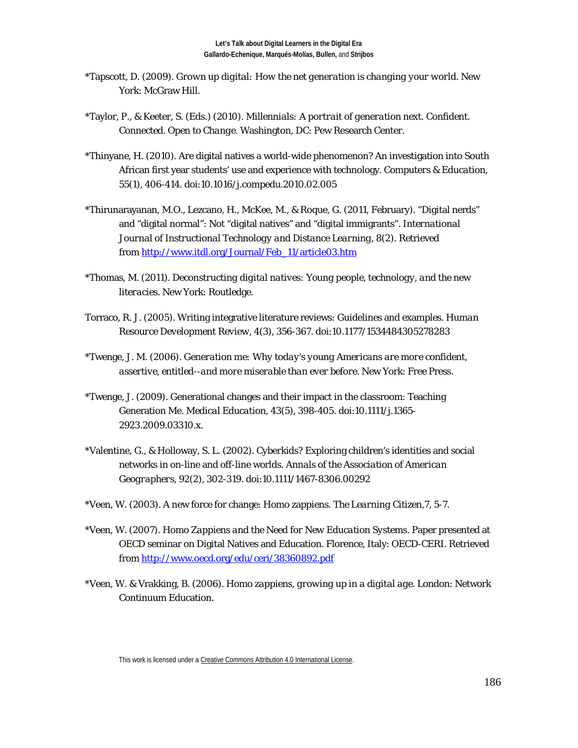*Tapscott, D. (2009). *Grown up digital: How the net generation is changing your world*. New York: McGraw Hill.

*Taylor, P., & Keeter, S. (Eds.) (2010). *Millennials: A portrait of generation next. Confident. Connected. Open to Change*. Washington, DC: Pew Research Center.

*Thinyane, H. (2010). Are digital natives a world-wide phenomenon? An investigation into South African first year students' use and experience with technology. *Computers & Education*, 55(1), 406-414. doi:10.1016/j.compedu.2010.02.005

*Thirunarayanan, M.O., Lezcano, H., McKee, M., & Roque, G. (2011, February). "Digital nerds" and "digital normal": Not "digital natives" and "digital immigrants". *International Journal of Instructional Technology and Distance Learning*, 8(2). Retrieved from [http://www.itdl.org/Journal/Feb_11/article03.htm](http://www.itdl.org/Journal/Feb_11/article03.htm)

*Thomas, M. (2011). *Deconstructing digital natives: Young people, technology, and the new literacies*. New York: Routledge.

Torraco, R. J. (2005). Writing integrative literature reviews: Guidelines and examples. *Human Resource Development Review*, 4(3), 356-367. doi:10.1177/1534484305278283

*Twenge, J. M. (2006). *Generation me: Why today's young Americans are more confident, assertive, entitled--and more miserable than ever before*. New York: Free Press.

*Twenge, J. (2009). Generational changes and their impact in the classroom: Teaching Generation Me. *Medical Education*, 43(5), 398-405. doi:10.1111/j.1365-2923.2009.03310.x.

*Valentine, G., & Holloway, S. L. (2002). Cyberkids? Exploring children's identities and social networks in on-line and off-line worlds. *Annals of the Association of American Geographers*, 92(2), 302-319. doi:10.1111/1467-8306.00292

*Veen, W. (2003). A new force for change: Homo zappiens. *The Learning Citizen*,7, 5-7.

*Veen, W. (2007). *Homo Zappiens and the Need for New Education Systems*. Paper presented at OECD seminar on Digital Natives and Education. Florence, Italy: OECD-CERI. Retrieved from [http://www.oecd.org/edu/ceri/38360892.pdf](http://www.oecd.org/edu/ceri/38360892.pdf)

*Veen, W. & Vrakking, B. (2006). *Homo zappiens, growing up in a digital age*. London: Network Continuum Education.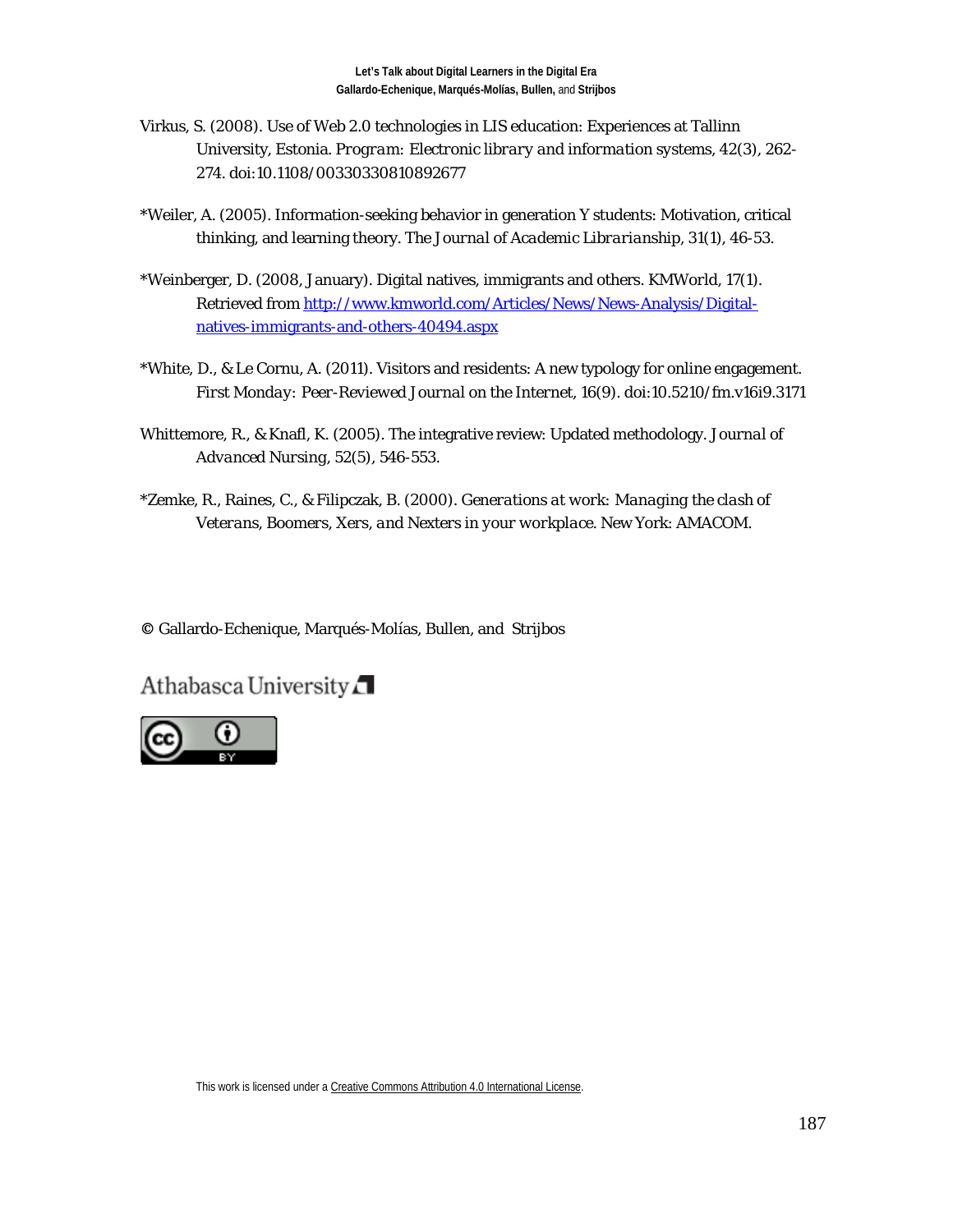Virkus, S. (2008). Use of Web 2.0 technologies in LIS education: Experiences at Tallinn University, Estonia. *Program: Electronic library and information systems, 42*(3), 262-274. doi:10.1108/00330330810892677

*Weiler, A. (2005). Information-seeking behavior in generation Y students: Motivation, critical thinking, and learning theory. *The Journal of Academic Librarianship, 31*(1), 46-53.

*Weinberger, D. (2008, January). Digital natives, immigrants and others. *KMWorld, 17*(1). Retrieved from [http://www.kmworld.com/Articles/News/News-Analysis/Digital-natives-immigrants-and-others-40494.aspx](http://www.kmworld.com/Articles/News/News-Analysis/Digital-natives-immigrants-and-others-40494.aspx)

*White, D., & Le Cornu, A. (2011). Visitors and residents: A new typology for online engagement. *First Monday: Peer-Reviewed Journal on the Internet, 16*(9). doi:10.5210/fm.v16i9.3171

Whittemore, R., & Knafl, K. (2005). The integrative review: Updated methodology. *Journal of Advanced Nursing, 52*(5), 546-553.

*Zemke, R., Raines, C., & Filipczak, B. (2000). *Generations at work: Managing the clash of Veterans, Boomers, Xers, and Nexters in your workplace*. New York: AMACOM.

© Gallardo-Echenique, Marqués-Molías, Bullen, and Strijbos

Athabasca University

This work is licensed under a [Creative Commons Attribution 4.0 International License](https://creativecommons.org/licenses/by/4.0/).